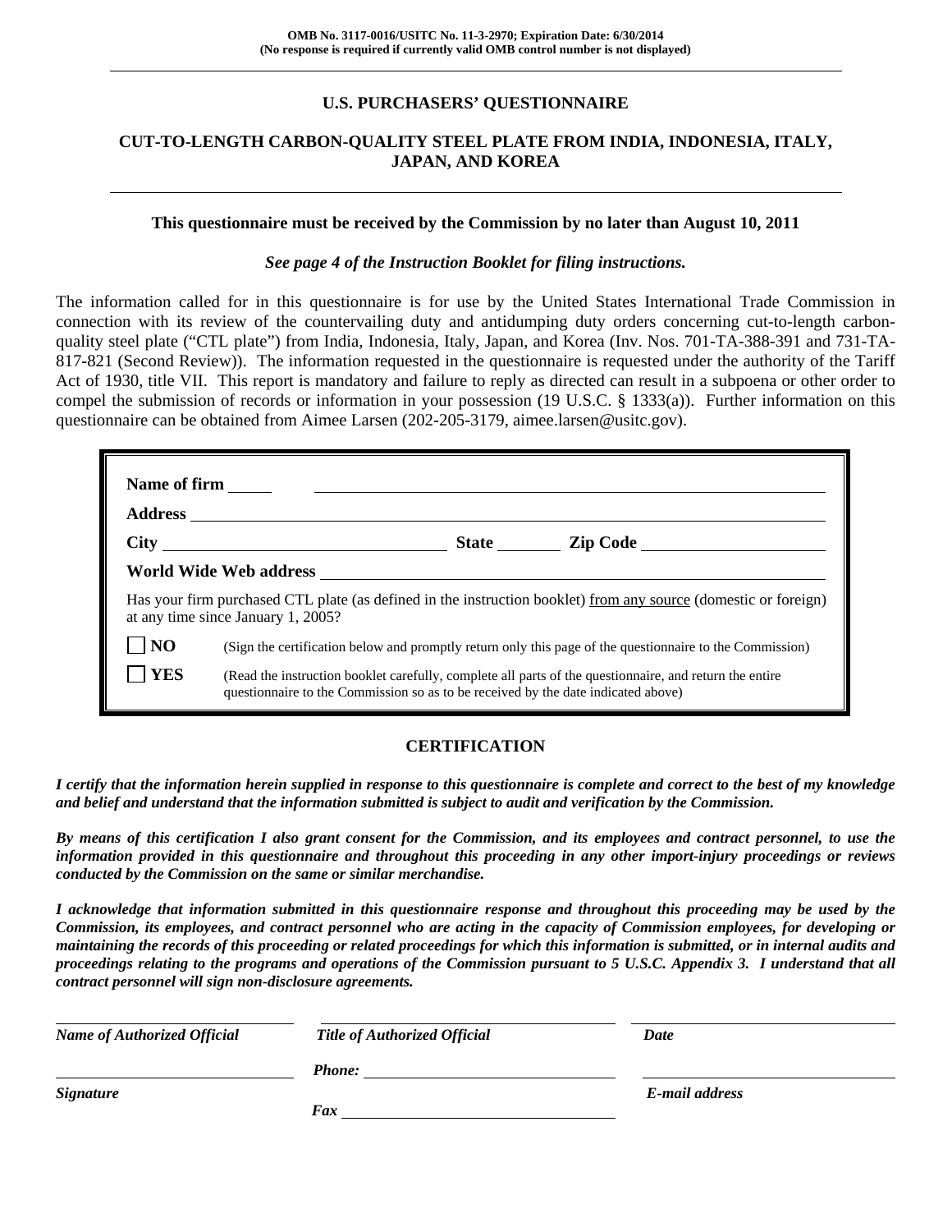OMB No. 3117-0016/USITC No. 11-3-2970; Expiration Date: 6/30/2014
(No response is required if currently valid OMB control number is not displayed)

# U.S. PURCHASERS' QUESTIONNAIRE

## CUT-TO-LENGTH CARBON-QUALITY STEEL PLATE FROM INDIA, INDONESIA, ITALY, JAPAN, AND KOREA

**This questionnaire must be received by the Commission by no later than August 10, 2011**

***See page 4 of the Instruction Booklet for filing instructions.***

The information called for in this questionnaire is for use by the United States International Trade Commission in connection with its review of the countervailing duty and antidumping duty orders concerning cut-to-length carbon-quality steel plate ("CTL plate") from India, Indonesia, Italy, Japan, and Korea (Inv. Nos. 701-TA-388-391 and 731-TA-817-821 (Second Review)). The information requested in the questionnaire is requested under the authority of the Tariff Act of 1930, title VII. This report is mandatory and failure to reply as directed can result in a subpoena or other order to compel the submission of records or information in your possession (19 U.S.C. § 1333(a)). Further information on this questionnaire can be obtained from Aimee Larsen (202-205-3179, aimee.larsen@usitc.gov).

**Name of firm** ______________________________

**Address** ______________________________

**City** ______________ **State** ________ **Zip Code** ______________

**World Wide Web address** ______________________________

Has your firm purchased CTL plate (as defined in the instruction booklet) from any source (domestic or foreign) at any time since January 1, 2005?

☐ **NO** (Sign the certification below and promptly return only this page of the questionnaire to the Commission)

☐ **YES** (Read the instruction booklet carefully, complete all parts of the questionnaire, and return the entire questionnaire to the Commission so as to be received by the date indicated above)

## CERTIFICATION

***I certify that the information herein supplied in response to this questionnaire is complete and correct to the best of my knowledge and belief and understand that the information submitted is subject to audit and verification by the Commission.***

***By means of this certification I also grant consent for the Commission, and its employees and contract personnel, to use the information provided in this questionnaire and throughout this proceeding in any other import-injury proceedings or reviews conducted by the Commission on the same or similar merchandise.***

***I acknowledge that information submitted in this questionnaire response and throughout this proceeding may be used by the Commission, its employees, and contract personnel who are acting in the capacity of Commission employees, for developing or maintaining the records of this proceeding or related proceedings for which this information is submitted, or in internal audits and proceedings relating to the programs and operations of the Commission pursuant to 5 U.S.C. Appendix 3. I understand that all contract personnel will sign non-disclosure agreements.***

______________________________ ______________________________ ______________________________
***Name of Authorized Official*** ***Title of Authorized Official*** ***Date***

______________________________ ***Phone:*** ______________________________ ______________________________
***Signature*** ***E-mail address***

***Fax*** ______________________________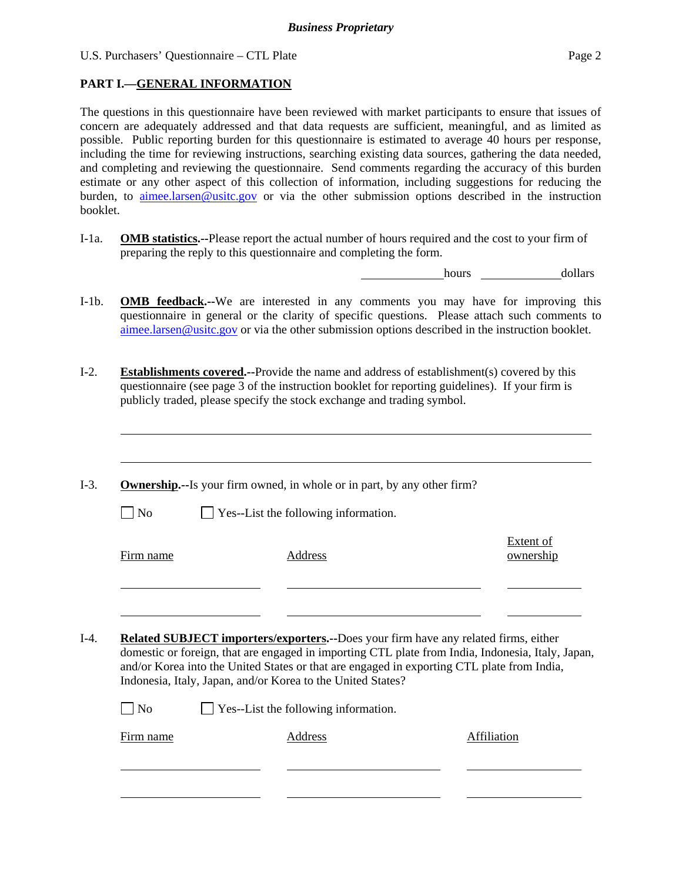## PART I.—GENERAL INFORMATION

The questions in this questionnaire have been reviewed with market participants to ensure that issues of concern are adequately addressed and that data requests are sufficient, meaningful, and as limited as possible. Public reporting burden for this questionnaire is estimated to average 40 hours per response, including the time for reviewing instructions, searching existing data sources, gathering the data needed, and completing and reviewing the questionnaire. Send comments regarding the accuracy of this burden estimate or any other aspect of this collection of information, including suggestions for reducing the burden, to aimee.larsen@usitc.gov or via the other submission options described in the instruction booklet.

I-1a. **OMB statistics.**--Please report the actual number of hours required and the cost to your firm of preparing the reply to this questionnaire and completing the form.

_____________ hours _____________ dollars

I-1b. **OMB feedback.**--We are interested in any comments you may have for improving this questionnaire in general or the clarity of specific questions. Please attach such comments to aimee.larsen@usitc.gov or via the other submission options described in the instruction booklet.

I-2. **Establishments covered.**--Provide the name and address of establishment(s) covered by this questionnaire (see page 3 of the instruction booklet for reporting guidelines). If your firm is publicly traded, please specify the stock exchange and trading symbol.

______________________________________________________________________

______________________________________________________________________

I-3. **Ownership.**--Is your firm owned, in whole or in part, by any other firm?

☐ No ☐ Yes--List the following information.

| Firm name | Address | Extent of ownership |
|---|---|---|
| | | |
| | | |

I-4. **Related SUBJECT importers/exporters.**--Does your firm have any related firms, either domestic or foreign, that are engaged in importing CTL plate from India, Indonesia, Italy, Japan, and/or Korea into the United States or that are engaged in exporting CTL plate from India, Indonesia, Italy, Japan, and/or Korea to the United States?

☐ No ☐ Yes--List the following information.

| Firm name | Address | Affiliation |
|---|---|---|
| | | |
| | | |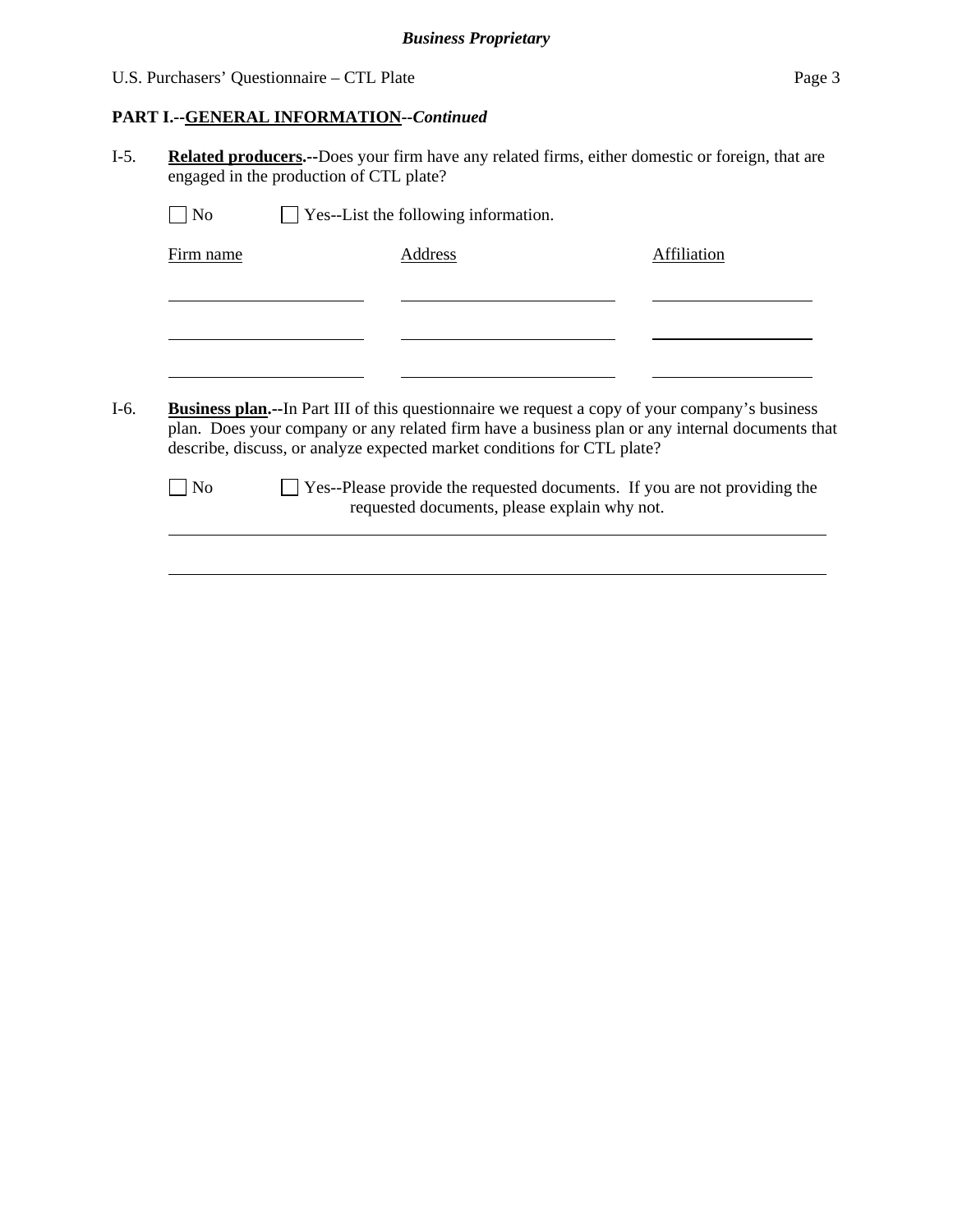## PART I.--GENERAL INFORMATION--*Continued*

I-5. **Related producers.--**Does your firm have any related firms, either domestic or foreign, that are engaged in the production of CTL plate?

☐ No ☐ Yes--List the following information.

| Firm name | Address | Affiliation |
|---|---|---|
| | | |
| | | |
| | | |

I-6. **Business plan.--**In Part III of this questionnaire we request a copy of your company's business plan. Does your company or any related firm have a business plan or any internal documents that describe, discuss, or analyze expected market conditions for CTL plate?

☐ No ☐ Yes--Please provide the requested documents. If you are not providing the requested documents, please explain why not.

\_\_\_\_\_\_\_\_\_\_\_\_\_\_\_\_\_\_\_\_\_\_\_\_\_\_\_\_\_\_\_\_\_\_\_\_\_\_\_\_\_\_\_\_\_\_\_\_\_\_\_\_\_\_\_\_\_\_\_\_\_\_\_\_\_\_\_\_\_\_\_\_

\_\_\_\_\_\_\_\_\_\_\_\_\_\_\_\_\_\_\_\_\_\_\_\_\_\_\_\_\_\_\_\_\_\_\_\_\_\_\_\_\_\_\_\_\_\_\_\_\_\_\_\_\_\_\_\_\_\_\_\_\_\_\_\_\_\_\_\_\_\_\_\_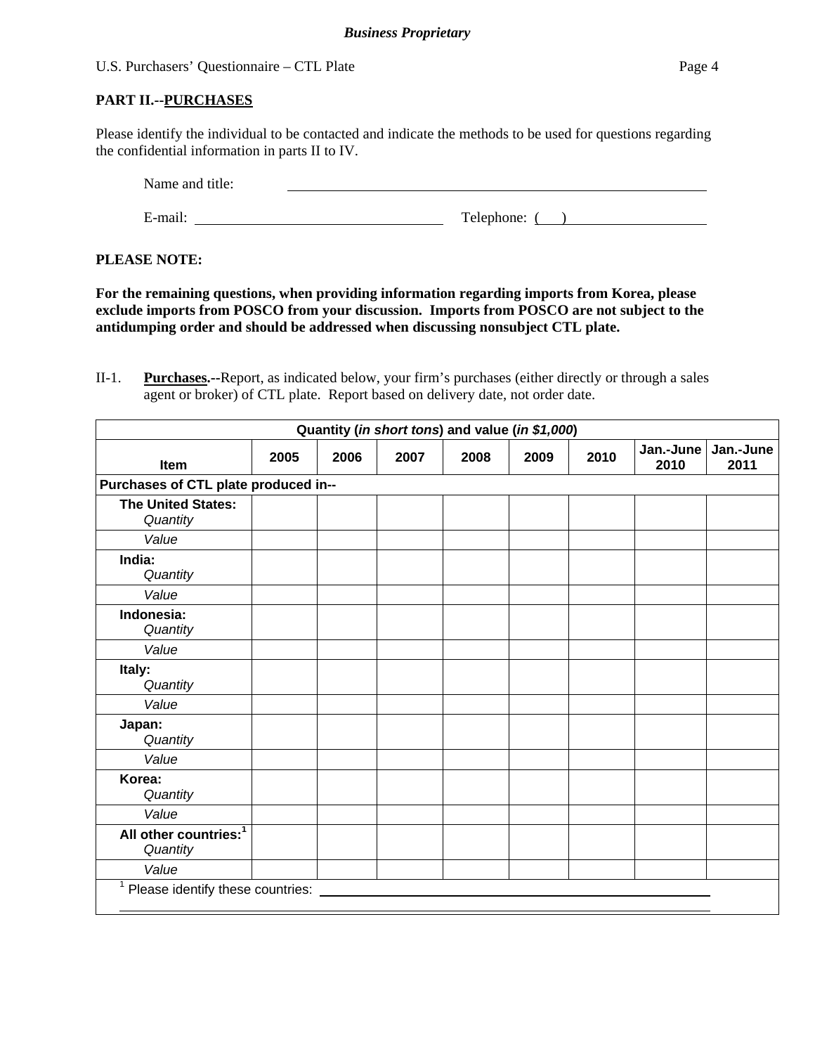**Business Proprietary**

## PART II.--PURCHASES

Please identify the individual to be contacted and indicate the methods to be used for questions regarding the confidential information in parts II to IV.

Name and title: ______________________________

E-mail: ______________________ Telephone: (    ) ______________

**PLEASE NOTE:**

**For the remaining questions, when providing information regarding imports from Korea, please exclude imports from POSCO from your discussion. Imports from POSCO are not subject to the antidumping order and should be addressed when discussing nonsubject CTL plate.**

II-1. **Purchases.**--Report, as indicated below, your firm's purchases (either directly or through a sales agent or broker) of CTL plate. Report based on delivery date, not order date.

| Quantity (*in short tons*) and value (*in $1,000*) | | | | | | | | |
|---|---|---|---|---|---|---|---|---|
| **Item** | **2005** | **2006** | **2007** | **2008** | **2009** | **2010** | **Jan.-June 2010** | **Jan.-June 2011** |
| **Purchases of CTL plate produced in--** | | | | | | | | |
| **The United States:** *Quantity* | | | | | | | | |
| *Value* | | | | | | | | |
| **India:** *Quantity* | | | | | | | | |
| *Value* | | | | | | | | |
| **Indonesia:** *Quantity* | | | | | | | | |
| *Value* | | | | | | | | |
| **Italy:** *Quantity* | | | | | | | | |
| *Value* | | | | | | | | |
| **Japan:** *Quantity* | | | | | | | | |
| *Value* | | | | | | | | |
| **Korea:** *Quantity* | | | | | | | | |
| *Value* | | | | | | | | |
| **All other countries:**[1] *Quantity* | | | | | | | | |
| *Value* | | | | | | | | |

[1] Please identify these countries: ______________________________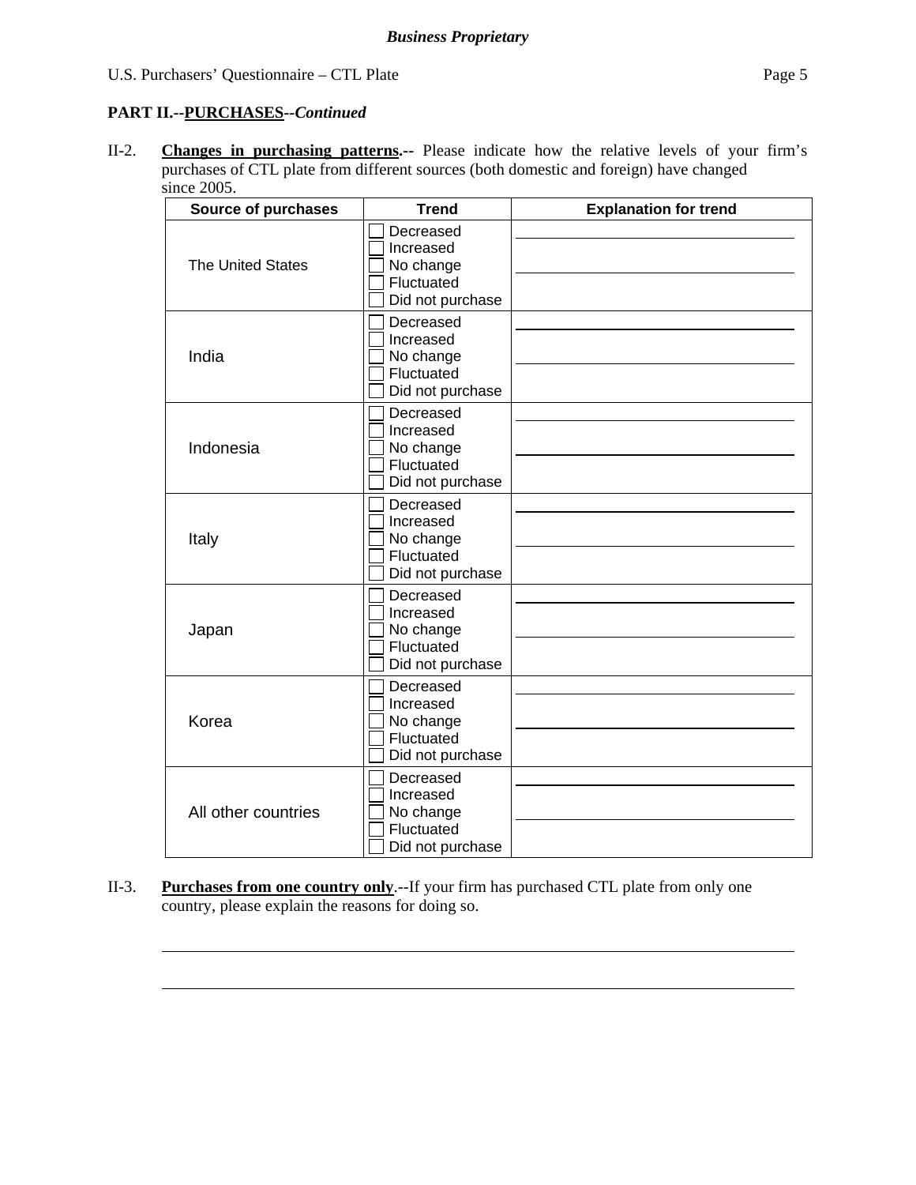**PART II.--PURCHASES--*Continued***

II-2. **Changes in purchasing patterns.--** Please indicate how the relative levels of your firm's purchases of CTL plate from different sources (both domestic and foreign) have changed since 2005.

| Source of purchases | Trend | Explanation for trend |
|---|---|---|
| The United States | ☐ Decreased<br>☐ Increased<br>☐ No change<br>☐ Fluctuated<br>☐ Did not purchase | |
| India | ☐ Decreased<br>☐ Increased<br>☐ No change<br>☐ Fluctuated<br>☐ Did not purchase | |
| Indonesia | ☐ Decreased<br>☐ Increased<br>☐ No change<br>☐ Fluctuated<br>☐ Did not purchase | |
| Italy | ☐ Decreased<br>☐ Increased<br>☐ No change<br>☐ Fluctuated<br>☐ Did not purchase | |
| Japan | ☐ Decreased<br>☐ Increased<br>☐ No change<br>☐ Fluctuated<br>☐ Did not purchase | |
| Korea | ☐ Decreased<br>☐ Increased<br>☐ No change<br>☐ Fluctuated<br>☐ Did not purchase | |
| All other countries | ☐ Decreased<br>☐ Increased<br>☐ No change<br>☐ Fluctuated<br>☐ Did not purchase | |

II-3. **Purchases from one country only**.--If your firm has purchased CTL plate from only one country, please explain the reasons for doing so.

_______________________________________________________________

_______________________________________________________________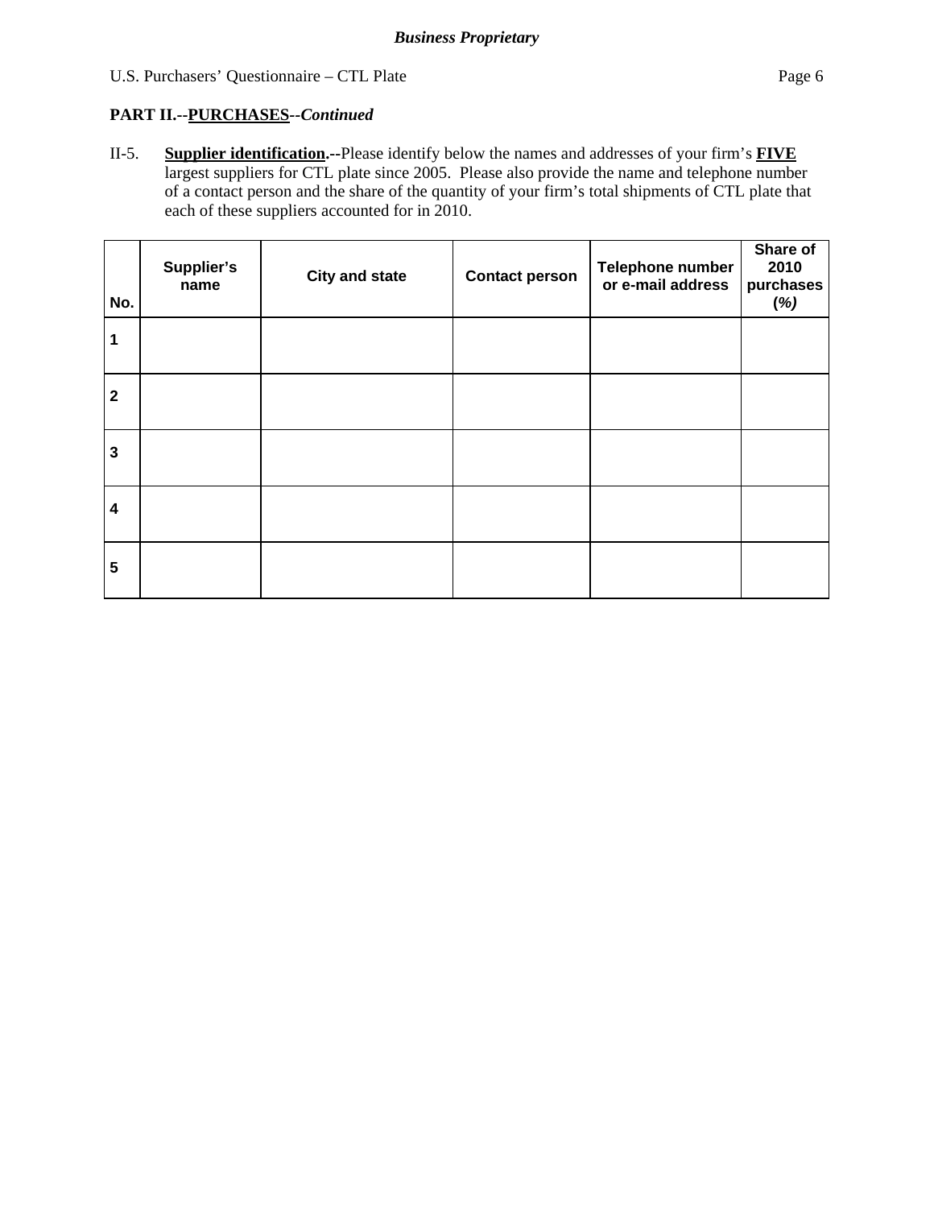**PART II.--<u>PURCHASES</u>--*Continued***

II-5. **<u>Supplier identification</u>.--**Please identify below the names and addresses of your firm's **<u>FIVE</u>** largest suppliers for CTL plate since 2005. Please also provide the name and telephone number of a contact person and the share of the quantity of your firm's total shipments of CTL plate that each of these suppliers accounted for in 2010.

| No. | Supplier's name | City and state | Contact person | Telephone number or e-mail address | Share of 2010 purchases (*%)* |
|---|---|---|---|---|---|
| 1 | | | | | |
| 2 | | | | | |
| 3 | | | | | |
| 4 | | | | | |
| 5 | | | | | |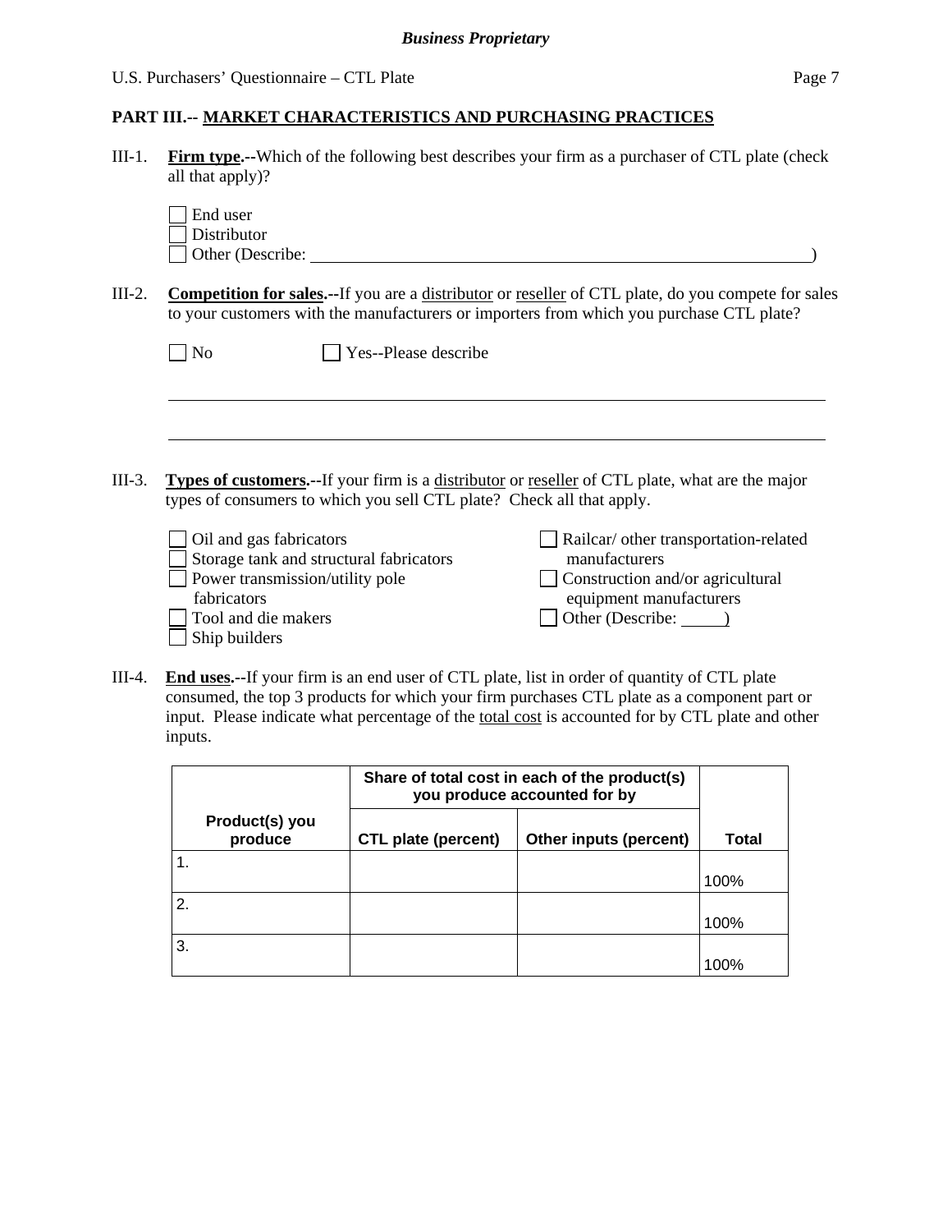## PART III.-- MARKET CHARACTERISTICS AND PURCHASING PRACTICES

III-1. **Firm type.**--Which of the following best describes your firm as a purchaser of CTL plate (check all that apply)?

☐ End user
☐ Distributor
☐ Other (Describe: ______________________________________________)

III-2. **Competition for sales.**--If you are a distributor or reseller of CTL plate, do you compete for sales to your customers with the manufacturers or importers from which you purchase CTL plate?

☐ No ☐ Yes--Please describe

______________________________________________

______________________________________________

III-3. **Types of customers.**--If your firm is a distributor or reseller of CTL plate, what are the major types of consumers to which you sell CTL plate? Check all that apply.

☐ Oil and gas fabricators
☐ Storage tank and structural fabricators
☐ Power transmission/utility pole fabricators
☐ Tool and die makers
☐ Ship builders
☐ Railcar/ other transportation-related manufacturers
☐ Construction and/or agricultural equipment manufacturers
☐ Other (Describe: _____)

III-4. **End uses.**--If your firm is an end user of CTL plate, list in order of quantity of CTL plate consumed, the top 3 products for which your firm purchases CTL plate as a component part or input. Please indicate what percentage of the total cost is accounted for by CTL plate and other inputs.

| Product(s) you produce | Share of total cost in each of the product(s) you produce accounted for by | | Total |
|---|---|---|---|
| | CTL plate (percent) | Other inputs (percent) | |
| 1. | | | 100% |
| 2. | | | 100% |
| 3. | | | 100% |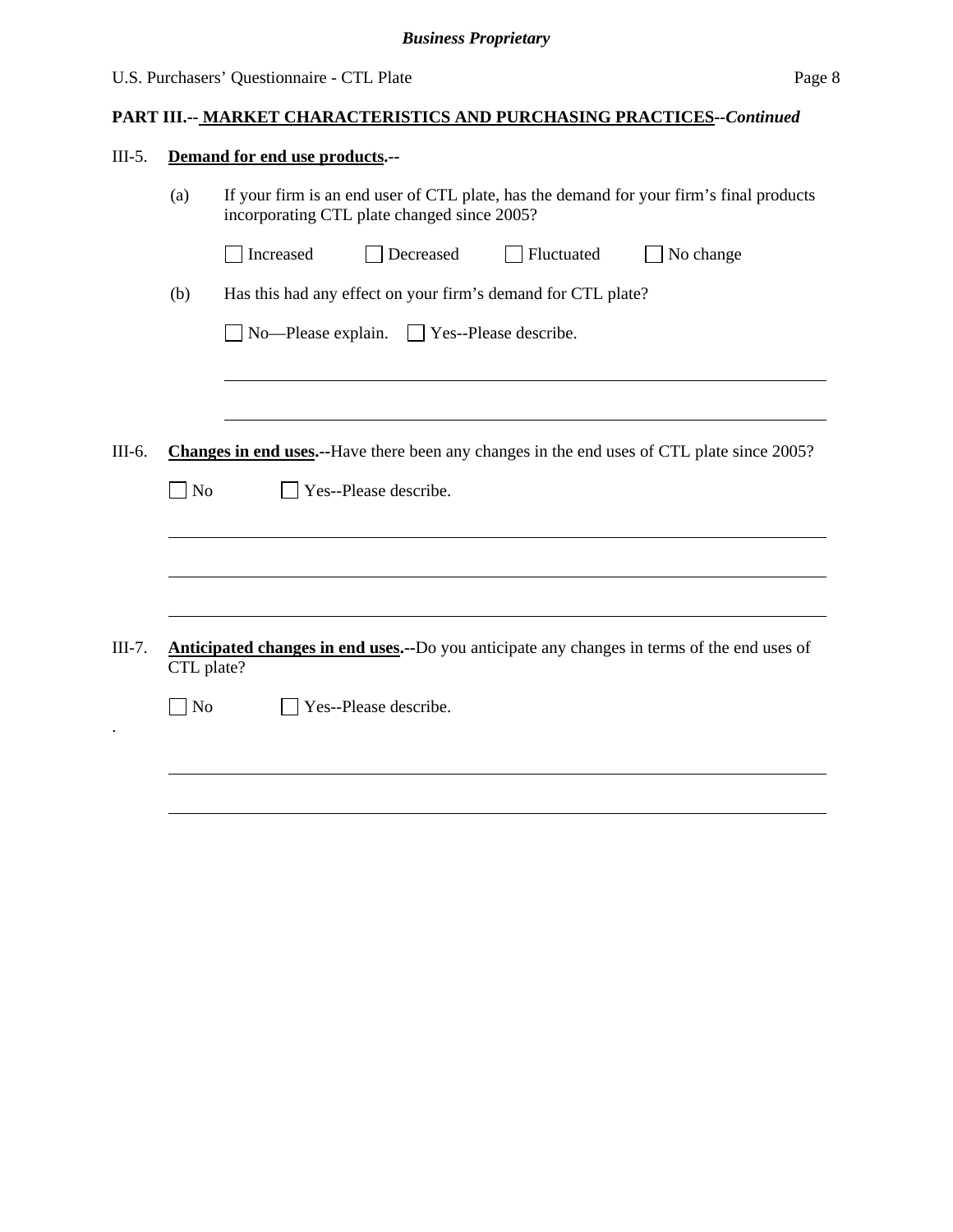**PART III.-- MARKET CHARACTERISTICS AND PURCHASING PRACTICES--*Continued***

III-5. **Demand for end use products.--**

(a) If your firm is an end user of CTL plate, has the demand for your firm's final products incorporating CTL plate changed since 2005?

☐ Increased ☐ Decreased ☐ Fluctuated ☐ No change

(b) Has this had any effect on your firm's demand for CTL plate?

☐ No—Please explain. ☐ Yes--Please describe.

______________________________________________________________________

______________________________________________________________________

III-6. **Changes in end uses.--**Have there been any changes in the end uses of CTL plate since 2005?

☐ No ☐ Yes--Please describe.

______________________________________________________________________

______________________________________________________________________

______________________________________________________________________

III-7. **Anticipated changes in end uses.--**Do you anticipate any changes in terms of the end uses of CTL plate?

☐ No ☐ Yes--Please describe.

______________________________________________________________________

______________________________________________________________________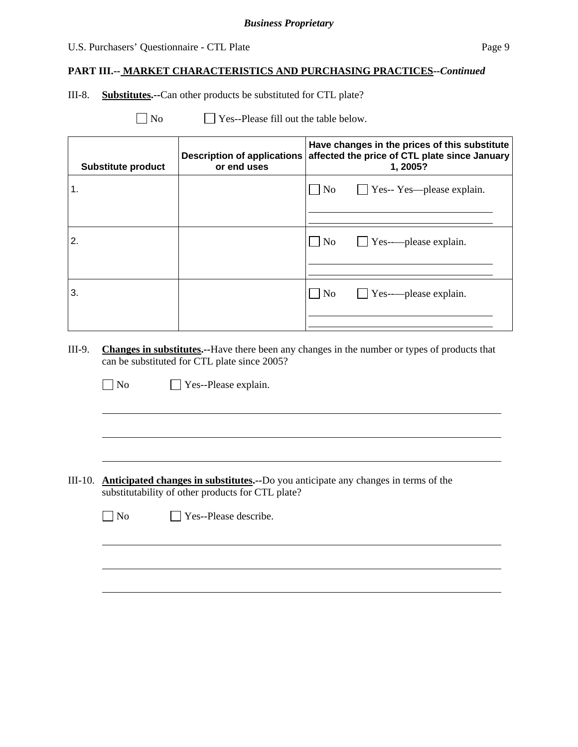**PART III.-- MARKET CHARACTERISTICS AND PURCHASING PRACTICES--*Continued***

III-8. **Substitutes.--**Can other products be substituted for CTL plate?

☐ No ☐ Yes--Please fill out the table below.

| Substitute product | Description of applications or end uses | Have changes in the prices of this substitute affected the price of CTL plate since January 1, 2005? |
|---|---|---|
| 1. | | ☐ No ☐ Yes-- Yes—please explain. |
| 2. | | ☐ No ☐ Yes-——please explain. |
| 3. | | ☐ No ☐ Yes-——please explain. |

III-9. **Changes in substitutes.--**Have there been any changes in the number or types of products that can be substituted for CTL plate since 2005?

☐ No ☐ Yes--Please explain.

III-10. **Anticipated changes in substitutes.--**Do you anticipate any changes in terms of the substitutability of other products for CTL plate?

☐ No ☐ Yes--Please describe.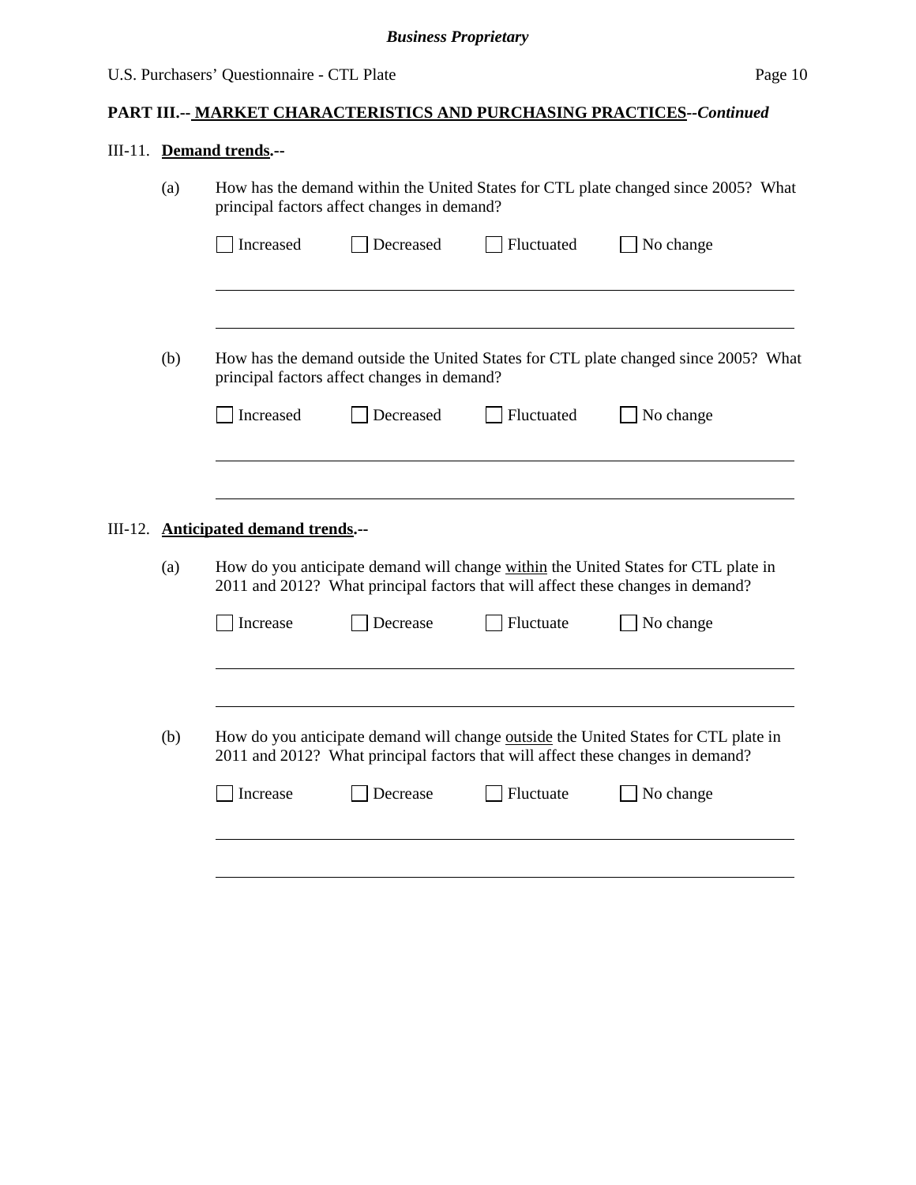**PART III.-- MARKET CHARACTERISTICS AND PURCHASING PRACTICES--*Continued***

III-11. **Demand trends.--**

(a) How has the demand within the United States for CTL plate changed since 2005? What principal factors affect changes in demand?

☐ Increased ☐ Decreased ☐ Fluctuated ☐ No change

______________________________________________________________________

______________________________________________________________________

(b) How has the demand outside the United States for CTL plate changed since 2005? What principal factors affect changes in demand?

☐ Increased ☐ Decreased ☐ Fluctuated ☐ No change

______________________________________________________________________

______________________________________________________________________

III-12. **Anticipated demand trends.--**

(a) How do you anticipate demand will change within the United States for CTL plate in 2011 and 2012? What principal factors that will affect these changes in demand?

☐ Increase ☐ Decrease ☐ Fluctuate ☐ No change

______________________________________________________________________

______________________________________________________________________

(b) How do you anticipate demand will change outside the United States for CTL plate in 2011 and 2012? What principal factors that will affect these changes in demand?

☐ Increase ☐ Decrease ☐ Fluctuate ☐ No change

______________________________________________________________________

______________________________________________________________________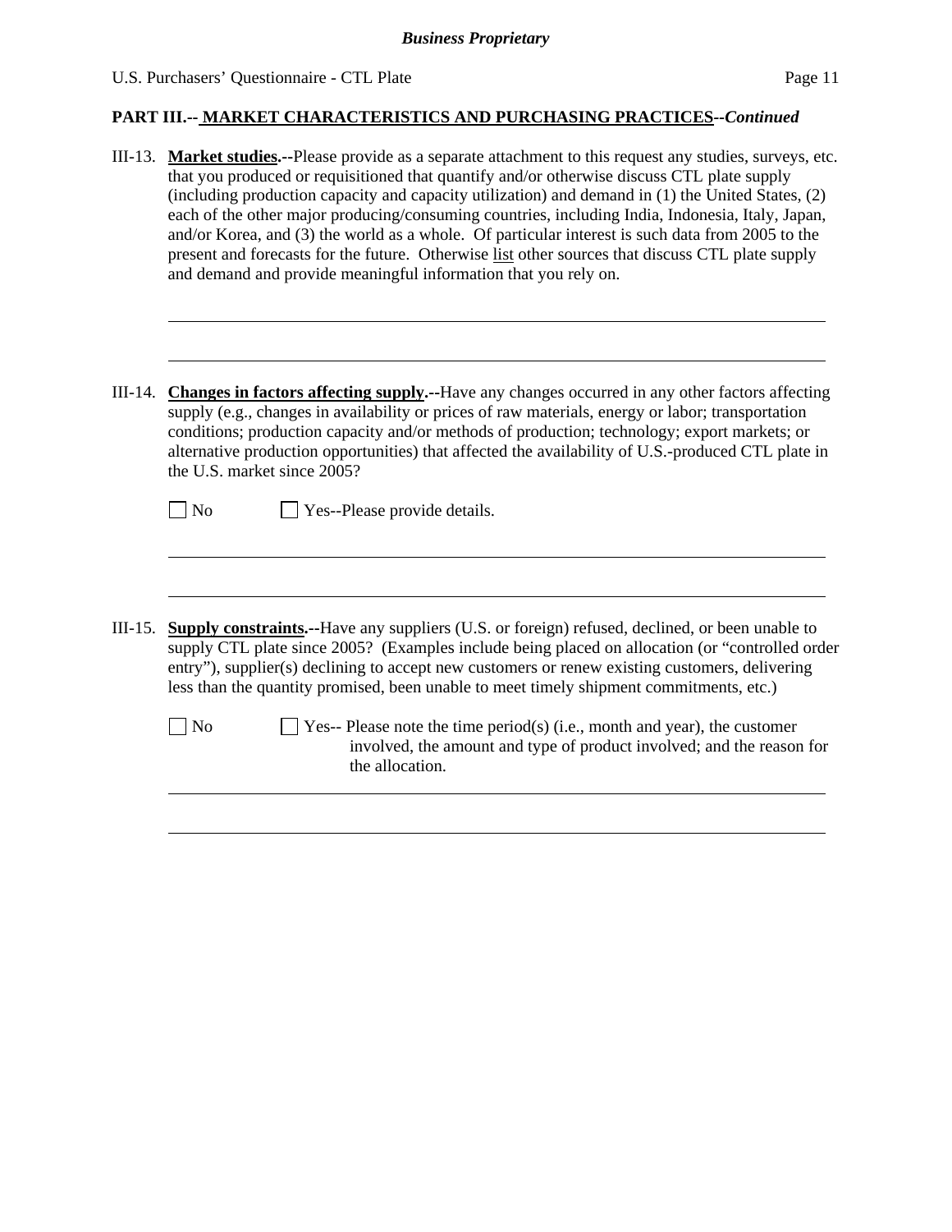**PART III.-- MARKET CHARACTERISTICS AND PURCHASING PRACTICES--*Continued***

III-13. **Market studies.--**Please provide as a separate attachment to this request any studies, surveys, etc. that you produced or requisitioned that quantify and/or otherwise discuss CTL plate supply (including production capacity and capacity utilization) and demand in (1) the United States, (2) each of the other major producing/consuming countries, including India, Indonesia, Italy, Japan, and/or Korea, and (3) the world as a whole. Of particular interest is such data from 2005 to the present and forecasts for the future. Otherwise list other sources that discuss CTL plate supply and demand and provide meaningful information that you rely on.

\_\_\_\_\_\_\_\_\_\_\_\_\_\_\_\_\_\_\_\_\_\_\_\_\_\_\_\_\_\_\_\_\_\_\_\_\_\_\_\_\_\_\_\_\_\_\_\_\_\_\_\_\_\_\_\_\_\_\_\_\_\_\_\_\_\_\_\_\_\_\_\_

\_\_\_\_\_\_\_\_\_\_\_\_\_\_\_\_\_\_\_\_\_\_\_\_\_\_\_\_\_\_\_\_\_\_\_\_\_\_\_\_\_\_\_\_\_\_\_\_\_\_\_\_\_\_\_\_\_\_\_\_\_\_\_\_\_\_\_\_\_\_\_\_

III-14. **Changes in factors affecting supply.--**Have any changes occurred in any other factors affecting supply (e.g., changes in availability or prices of raw materials, energy or labor; transportation conditions; production capacity and/or methods of production; technology; export markets; or alternative production opportunities) that affected the availability of U.S.-produced CTL plate in the U.S. market since 2005?

☐ No ☐ Yes--Please provide details.

\_\_\_\_\_\_\_\_\_\_\_\_\_\_\_\_\_\_\_\_\_\_\_\_\_\_\_\_\_\_\_\_\_\_\_\_\_\_\_\_\_\_\_\_\_\_\_\_\_\_\_\_\_\_\_\_\_\_\_\_\_\_\_\_\_\_\_\_\_\_\_\_

\_\_\_\_\_\_\_\_\_\_\_\_\_\_\_\_\_\_\_\_\_\_\_\_\_\_\_\_\_\_\_\_\_\_\_\_\_\_\_\_\_\_\_\_\_\_\_\_\_\_\_\_\_\_\_\_\_\_\_\_\_\_\_\_\_\_\_\_\_\_\_\_

III-15. **Supply constraints.--**Have any suppliers (U.S. or foreign) refused, declined, or been unable to supply CTL plate since 2005? (Examples include being placed on allocation (or "controlled order entry"), supplier(s) declining to accept new customers or renew existing customers, delivering less than the quantity promised, been unable to meet timely shipment commitments, etc.)

☐ No ☐ Yes-- Please note the time period(s) (i.e., month and year), the customer involved, the amount and type of product involved; and the reason for the allocation.

\_\_\_\_\_\_\_\_\_\_\_\_\_\_\_\_\_\_\_\_\_\_\_\_\_\_\_\_\_\_\_\_\_\_\_\_\_\_\_\_\_\_\_\_\_\_\_\_\_\_\_\_\_\_\_\_\_\_\_\_\_\_\_\_\_\_\_\_\_\_\_\_

\_\_\_\_\_\_\_\_\_\_\_\_\_\_\_\_\_\_\_\_\_\_\_\_\_\_\_\_\_\_\_\_\_\_\_\_\_\_\_\_\_\_\_\_\_\_\_\_\_\_\_\_\_\_\_\_\_\_\_\_\_\_\_\_\_\_\_\_\_\_\_\_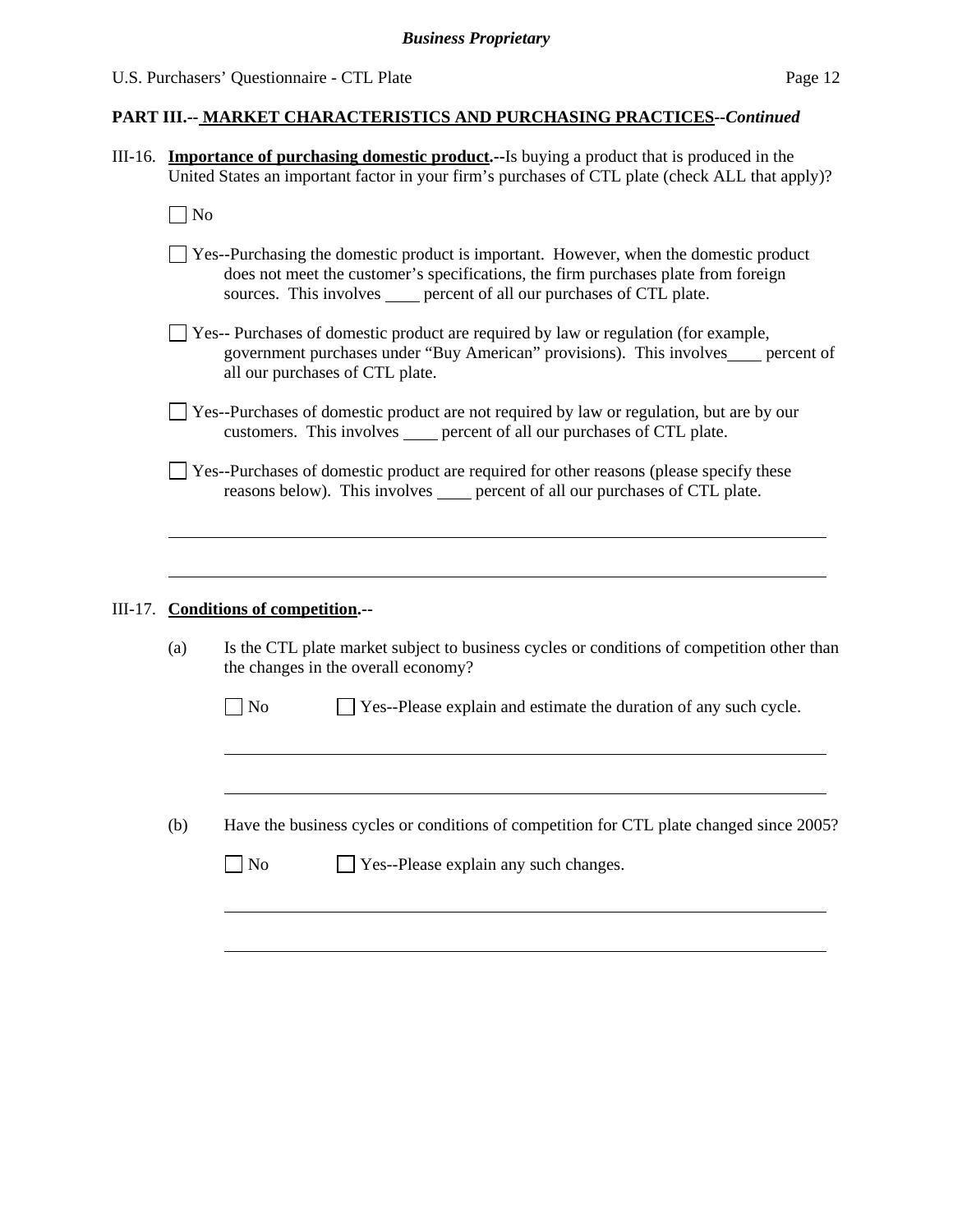## PART III.-- MARKET CHARACTERISTICS AND PURCHASING PRACTICES--*Continued*

III-16. **Importance of purchasing domestic product.**--Is buying a product that is produced in the United States an important factor in your firm's purchases of CTL plate (check ALL that apply)?

☐ No

☐ Yes--Purchasing the domestic product is important. However, when the domestic product does not meet the customer's specifications, the firm purchases plate from foreign sources. This involves ____ percent of all our purchases of CTL plate.

☐ Yes-- Purchases of domestic product are required by law or regulation (for example, government purchases under "Buy American" provisions). This involves____ percent of all our purchases of CTL plate.

☐ Yes--Purchases of domestic product are not required by law or regulation, but are by our customers. This involves ____ percent of all our purchases of CTL plate.

☐ Yes--Purchases of domestic product are required for other reasons (please specify these reasons below). This involves ____ percent of all our purchases of CTL plate.

_______________________________________________________________________________

_______________________________________________________________________________

III-17. **Conditions of competition.**--

(a) Is the CTL plate market subject to business cycles or conditions of competition other than the changes in the overall economy?

☐ No ☐ Yes--Please explain and estimate the duration of any such cycle.

_______________________________________________________________________________

_______________________________________________________________________________

(b) Have the business cycles or conditions of competition for CTL plate changed since 2005?

☐ No ☐ Yes--Please explain any such changes.

_______________________________________________________________________________

_______________________________________________________________________________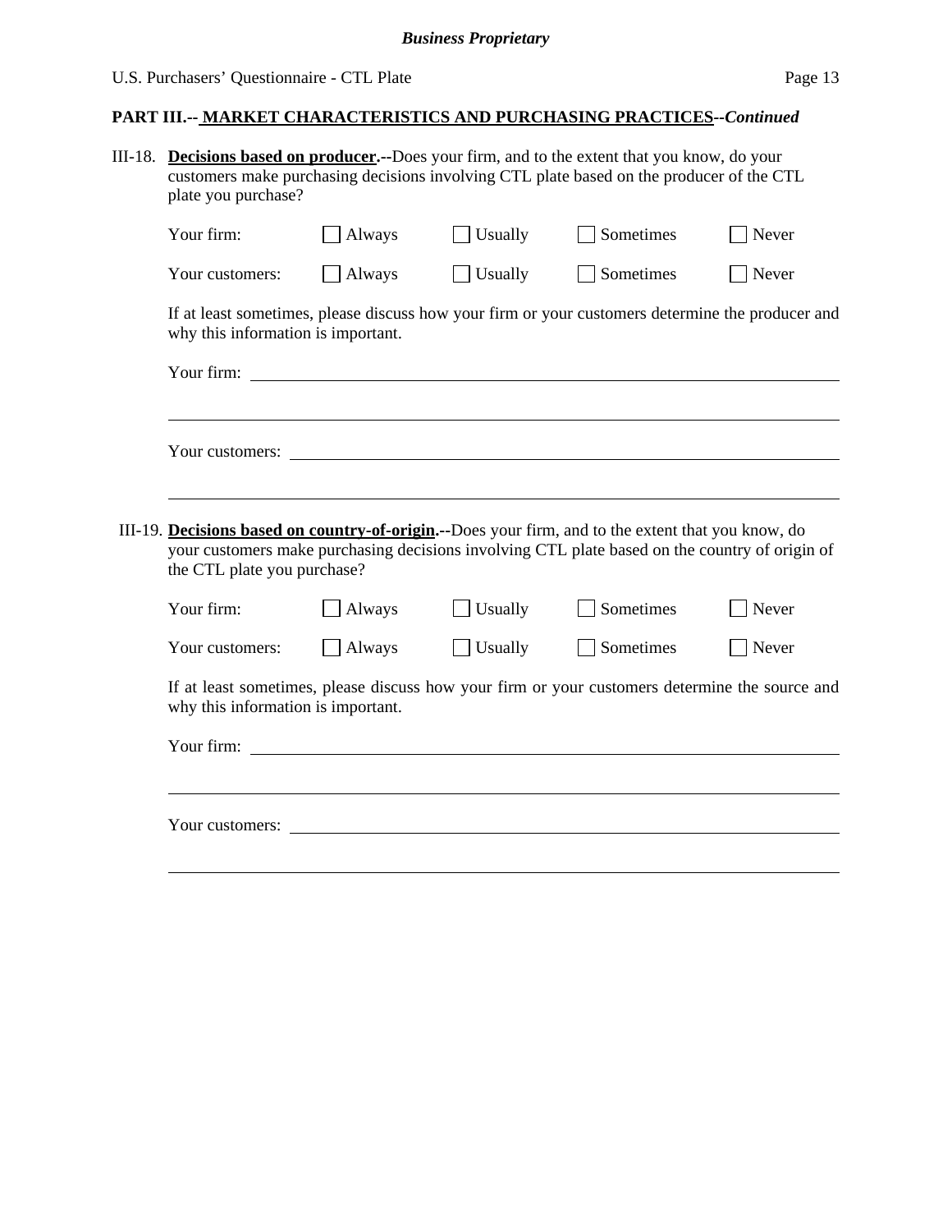**PART III.-- MARKET CHARACTERISTICS AND PURCHASING PRACTICES--*Continued***

III-18. **Decisions based on producer.--**Does your firm, and to the extent that you know, do your customers make purchasing decisions involving CTL plate based on the producer of the CTL plate you purchase?

| | | | | |
|---|---|---|---|---|
| Your firm: | ☐ Always | ☐ Usually | ☐ Sometimes | ☐ Never |
| Your customers: | ☐ Always | ☐ Usually | ☐ Sometimes | ☐ Never |

If at least sometimes, please discuss how your firm or your customers determine the producer and why this information is important.

Your firm: ________________________________________________

________________________________________________

Your customers: ________________________________________________

________________________________________________

III-19. **Decisions based on country-of-origin.--**Does your firm, and to the extent that you know, do your customers make purchasing decisions involving CTL plate based on the country of origin of the CTL plate you purchase?

| | | | | |
|---|---|---|---|---|
| Your firm: | ☐ Always | ☐ Usually | ☐ Sometimes | ☐ Never |
| Your customers: | ☐ Always | ☐ Usually | ☐ Sometimes | ☐ Never |

If at least sometimes, please discuss how your firm or your customers determine the source and why this information is important.

Your firm: ________________________________________________

________________________________________________

Your customers: ________________________________________________

________________________________________________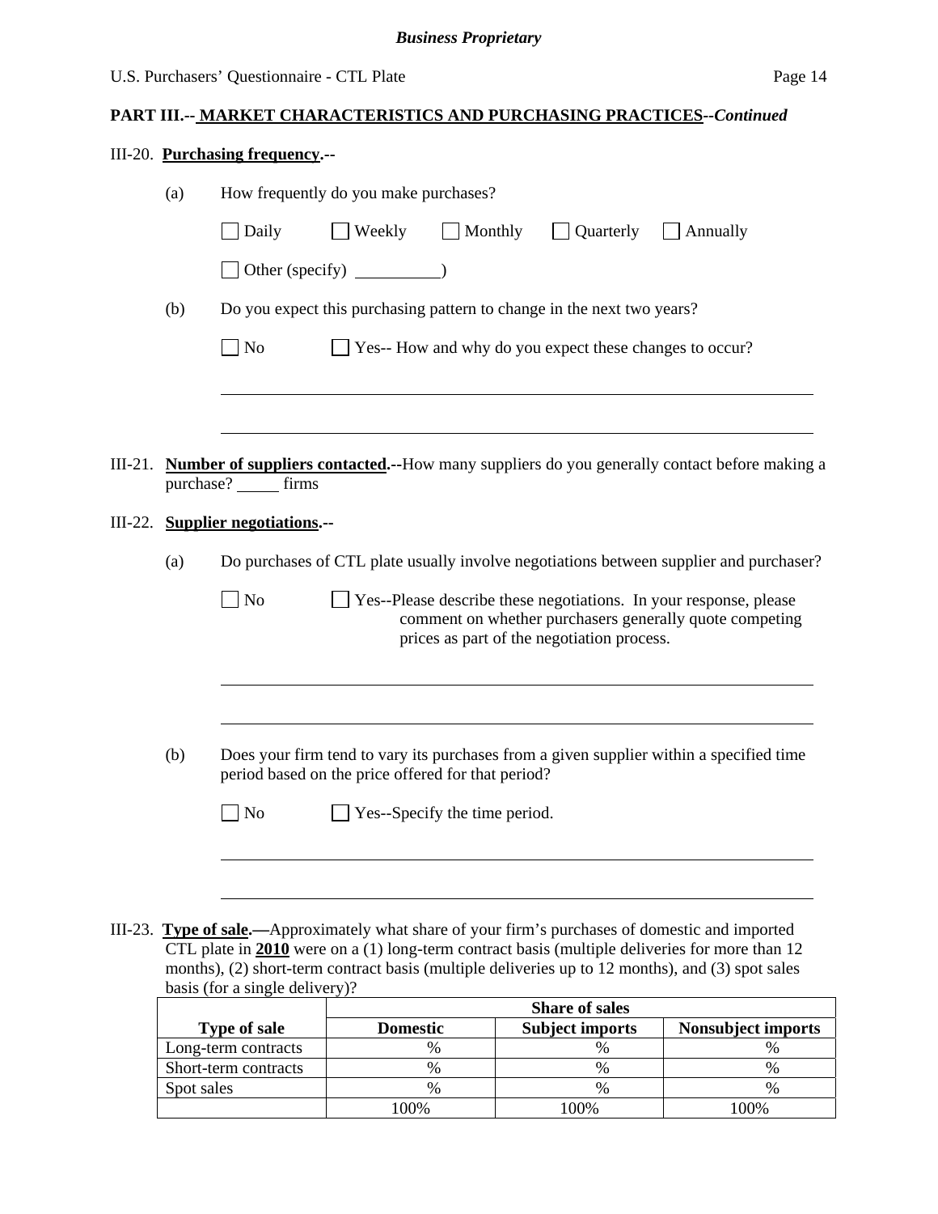**PART III.-- MARKET CHARACTERISTICS AND PURCHASING PRACTICES--*Continued***

III-20. **Purchasing frequency.--**

(a) How frequently do you make purchases?

☐ Daily ☐ Weekly ☐ Monthly ☐ Quarterly ☐ Annually

☐ Other (specify) __________)

(b) Do you expect this purchasing pattern to change in the next two years?

☐ No ☐ Yes-- How and why do you expect these changes to occur?

______________________________________________________________________

______________________________________________________________________

III-21. **Number of suppliers contacted.--**How many suppliers do you generally contact before making a purchase? _____ firms

III-22. **Supplier negotiations.--**

(a) Do purchases of CTL plate usually involve negotiations between supplier and purchaser?

☐ No ☐ Yes--Please describe these negotiations. In your response, please comment on whether purchasers generally quote competing prices as part of the negotiation process.

______________________________________________________________________

______________________________________________________________________

(b) Does your firm tend to vary its purchases from a given supplier within a specified time period based on the price offered for that period?

☐ No ☐ Yes--Specify the time period.

______________________________________________________________________

______________________________________________________________________

III-23. **Type of sale.—**Approximately what share of your firm's purchases of domestic and imported CTL plate in **2010** were on a (1) long-term contract basis (multiple deliveries for more than 12 months), (2) short-term contract basis (multiple deliveries up to 12 months), and (3) spot sales basis (for a single delivery)?

| | Share of sales | | |
|---|---|---|---|
| **Type of sale** | **Domestic** | **Subject imports** | **Nonsubject imports** |
| Long-term contracts | % | % | % |
| Short-term contracts | % | % | % |
| Spot sales | % | % | % |
| | 100% | 100% | 100% |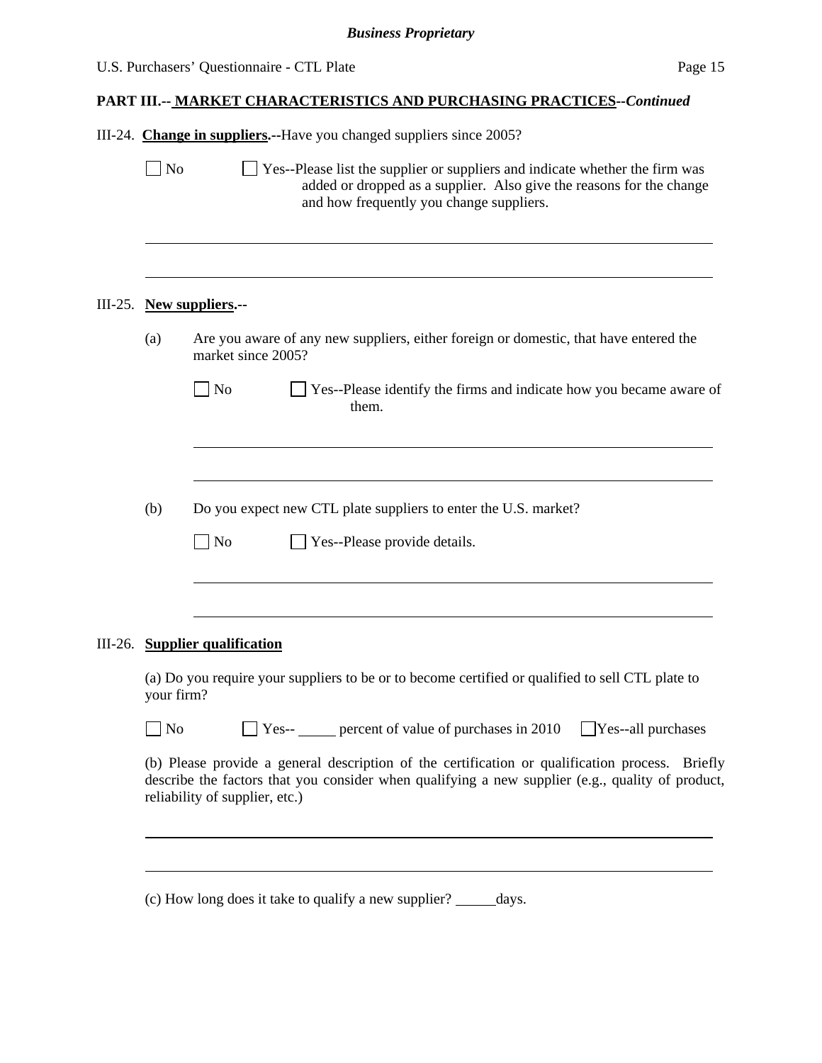## PART III.-- MARKET CHARACTERISTICS AND PURCHASING PRACTICES--*Continued*

III-24. **Change in suppliers.**--Have you changed suppliers since 2005?

☐ No ☐ Yes--Please list the supplier or suppliers and indicate whether the firm was added or dropped as a supplier. Also give the reasons for the change and how frequently you change suppliers.

\_\_\_\_\_\_\_\_\_\_\_\_\_\_\_\_\_\_\_\_\_\_\_\_\_\_\_\_\_\_\_\_\_\_\_\_\_\_\_\_\_\_\_\_\_\_\_\_\_\_\_\_\_\_\_\_\_\_\_\_\_\_\_\_\_\_\_\_\_\_\_\_

\_\_\_\_\_\_\_\_\_\_\_\_\_\_\_\_\_\_\_\_\_\_\_\_\_\_\_\_\_\_\_\_\_\_\_\_\_\_\_\_\_\_\_\_\_\_\_\_\_\_\_\_\_\_\_\_\_\_\_\_\_\_\_\_\_\_\_\_\_\_\_\_

III-25. **New suppliers.**--

(a) Are you aware of any new suppliers, either foreign or domestic, that have entered the market since 2005?

☐ No ☐ Yes--Please identify the firms and indicate how you became aware of them.

\_\_\_\_\_\_\_\_\_\_\_\_\_\_\_\_\_\_\_\_\_\_\_\_\_\_\_\_\_\_\_\_\_\_\_\_\_\_\_\_\_\_\_\_\_\_\_\_\_\_\_\_\_\_\_\_\_\_\_\_\_\_\_\_\_\_\_\_\_\_\_\_

\_\_\_\_\_\_\_\_\_\_\_\_\_\_\_\_\_\_\_\_\_\_\_\_\_\_\_\_\_\_\_\_\_\_\_\_\_\_\_\_\_\_\_\_\_\_\_\_\_\_\_\_\_\_\_\_\_\_\_\_\_\_\_\_\_\_\_\_\_\_\_\_

(b) Do you expect new CTL plate suppliers to enter the U.S. market?

☐ No ☐ Yes--Please provide details.

\_\_\_\_\_\_\_\_\_\_\_\_\_\_\_\_\_\_\_\_\_\_\_\_\_\_\_\_\_\_\_\_\_\_\_\_\_\_\_\_\_\_\_\_\_\_\_\_\_\_\_\_\_\_\_\_\_\_\_\_\_\_\_\_\_\_\_\_\_\_\_\_

\_\_\_\_\_\_\_\_\_\_\_\_\_\_\_\_\_\_\_\_\_\_\_\_\_\_\_\_\_\_\_\_\_\_\_\_\_\_\_\_\_\_\_\_\_\_\_\_\_\_\_\_\_\_\_\_\_\_\_\_\_\_\_\_\_\_\_\_\_\_\_\_

III-26. **Supplier qualification**

(a) Do you require your suppliers to be or to become certified or qualified to sell CTL plate to your firm?

☐ No ☐ Yes-- \_\_\_\_\_ percent of value of purchases in 2010 ☐ Yes--all purchases

(b) Please provide a general description of the certification or qualification process. Briefly describe the factors that you consider when qualifying a new supplier (e.g., quality of product, reliability of supplier, etc.)

\_\_\_\_\_\_\_\_\_\_\_\_\_\_\_\_\_\_\_\_\_\_\_\_\_\_\_\_\_\_\_\_\_\_\_\_\_\_\_\_\_\_\_\_\_\_\_\_\_\_\_\_\_\_\_\_\_\_\_\_\_\_\_\_\_\_\_\_\_\_\_\_

\_\_\_\_\_\_\_\_\_\_\_\_\_\_\_\_\_\_\_\_\_\_\_\_\_\_\_\_\_\_\_\_\_\_\_\_\_\_\_\_\_\_\_\_\_\_\_\_\_\_\_\_\_\_\_\_\_\_\_\_\_\_\_\_\_\_\_\_\_\_\_\_

(c) How long does it take to qualify a new supplier? \_\_\_\_\_days.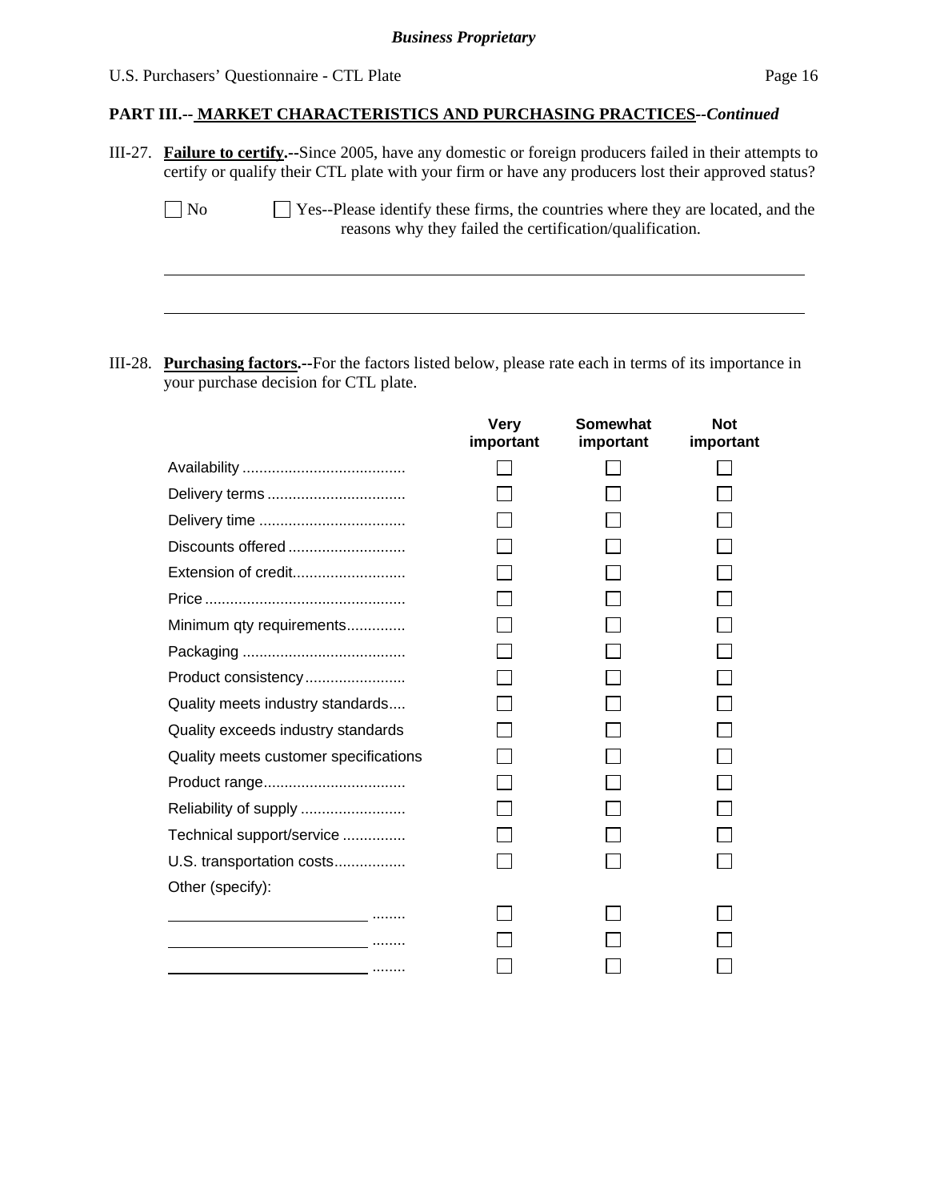**PART III.-- MARKET CHARACTERISTICS AND PURCHASING PRACTICES--*Continued***

III-27. **Failure to certify.--**Since 2005, have any domestic or foreign producers failed in their attempts to certify or qualify their CTL plate with your firm or have any producers lost their approved status?

☐ No ☐ Yes--Please identify these firms, the countries where they are located, and the reasons why they failed the certification/qualification.

\_\_\_\_\_\_\_\_\_\_\_\_\_\_\_\_\_\_\_\_\_\_\_\_\_\_\_\_\_\_\_\_\_\_\_\_\_\_\_\_\_\_\_\_\_\_\_\_\_\_\_\_\_\_\_\_\_\_\_\_\_\_\_\_\_\_\_\_\_\_

\_\_\_\_\_\_\_\_\_\_\_\_\_\_\_\_\_\_\_\_\_\_\_\_\_\_\_\_\_\_\_\_\_\_\_\_\_\_\_\_\_\_\_\_\_\_\_\_\_\_\_\_\_\_\_\_\_\_\_\_\_\_\_\_\_\_\_\_\_\_

III-28. **Purchasing factors.--**For the factors listed below, please rate each in terms of its importance in your purchase decision for CTL plate.

| | Very important | Somewhat important | Not important |
|---|---|---|---|
| Availability | ☐ | ☐ | ☐ |
| Delivery terms | ☐ | ☐ | ☐ |
| Delivery time | ☐ | ☐ | ☐ |
| Discounts offered | ☐ | ☐ | ☐ |
| Extension of credit | ☐ | ☐ | ☐ |
| Price | ☐ | ☐ | ☐ |
| Minimum qty requirements | ☐ | ☐ | ☐ |
| Packaging | ☐ | ☐ | ☐ |
| Product consistency | ☐ | ☐ | ☐ |
| Quality meets industry standards | ☐ | ☐ | ☐ |
| Quality exceeds industry standards | ☐ | ☐ | ☐ |
| Quality meets customer specifications | ☐ | ☐ | ☐ |
| Product range | ☐ | ☐ | ☐ |
| Reliability of supply | ☐ | ☐ | ☐ |
| Technical support/service | ☐ | ☐ | ☐ |
| U.S. transportation costs | ☐ | ☐ | ☐ |
| Other (specify): | | | |
| \_\_\_\_\_\_\_\_\_\_\_\_\_\_\_\_ | ☐ | ☐ | ☐ |
| \_\_\_\_\_\_\_\_\_\_\_\_\_\_\_\_ | ☐ | ☐ | ☐ |
| \_\_\_\_\_\_\_\_\_\_\_\_\_\_\_\_ | ☐ | ☐ | ☐ |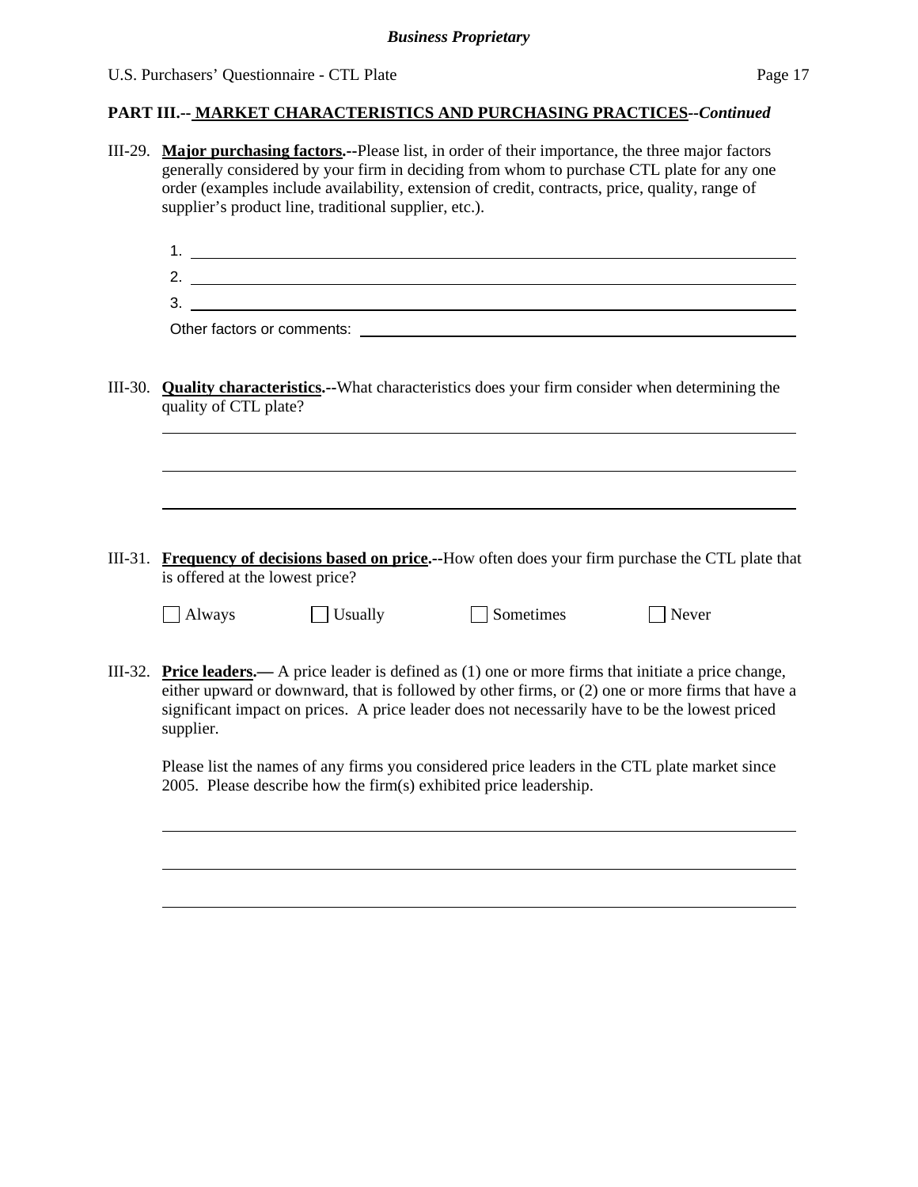**PART III.-- MARKET CHARACTERISTICS AND PURCHASING PRACTICES--*Continued***

III-29. **Major purchasing factors.**--Please list, in order of their importance, the three major factors generally considered by your firm in deciding from whom to purchase CTL plate for any one order (examples include availability, extension of credit, contracts, price, quality, range of supplier's product line, traditional supplier, etc.).

1. ______________________________
2. ______________________________
3. ______________________________

Other factors or comments: ______________________________

III-30. **Quality characteristics.**--What characteristics does your firm consider when determining the quality of CTL plate?

______________________________

______________________________

______________________________

III-31. **Frequency of decisions based on price.**--How often does your firm purchase the CTL plate that is offered at the lowest price?

☐ Always ☐ Usually ☐ Sometimes ☐ Never

III-32. **Price leaders.**— A price leader is defined as (1) one or more firms that initiate a price change, either upward or downward, that is followed by other firms, or (2) one or more firms that have a significant impact on prices. A price leader does not necessarily have to be the lowest priced supplier.

Please list the names of any firms you considered price leaders in the CTL plate market since 2005. Please describe how the firm(s) exhibited price leadership.

______________________________

______________________________

______________________________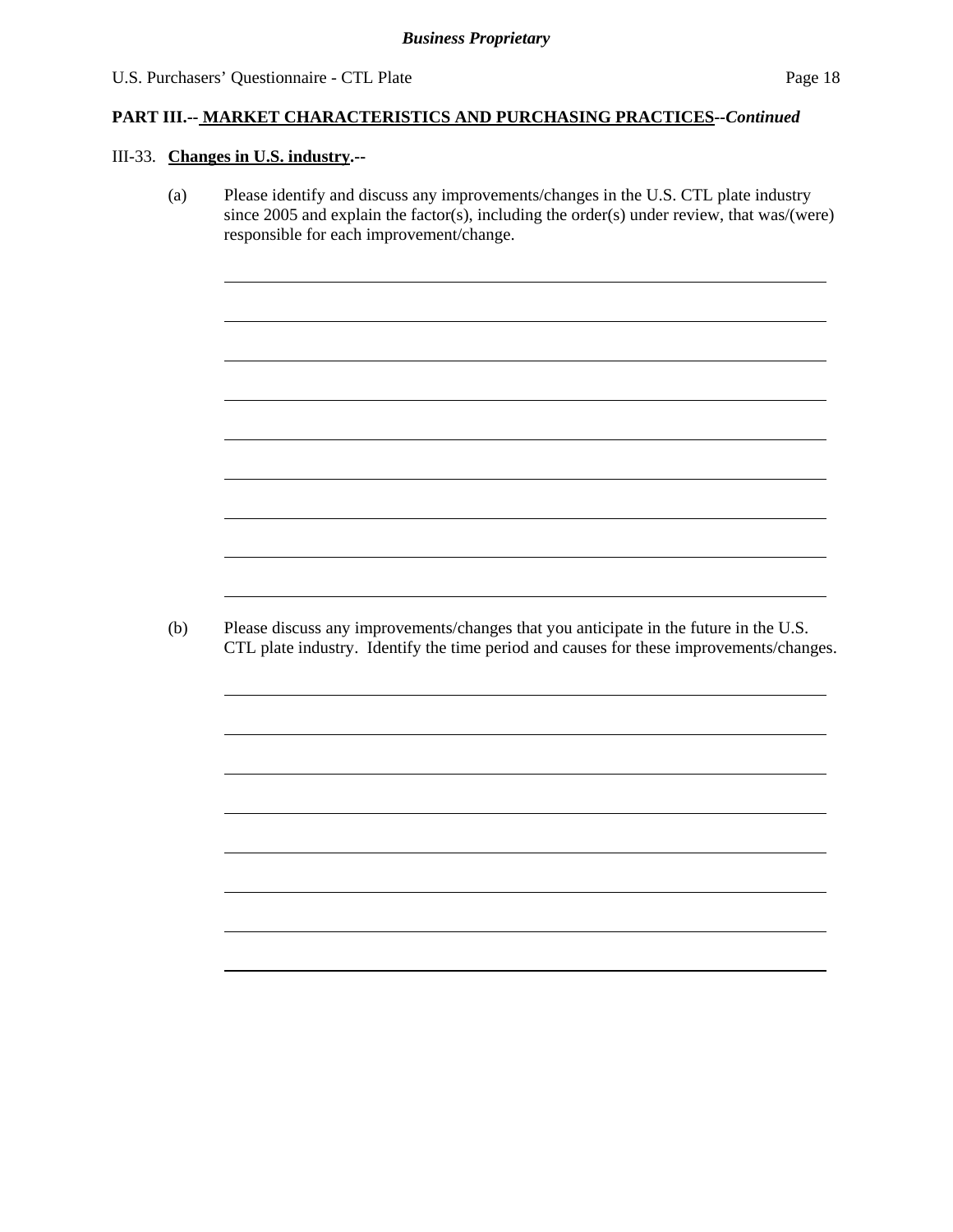**PART III.-- MARKET CHARACTERISTICS AND PURCHASING PRACTICES--*Continued***

III-33. **Changes in U.S. industry.--**

(a) Please identify and discuss any improvements/changes in the U.S. CTL plate industry since 2005 and explain the factor(s), including the order(s) under review, that was/(were) responsible for each improvement/change.

(b) Please discuss any improvements/changes that you anticipate in the future in the U.S. CTL plate industry. Identify the time period and causes for these improvements/changes.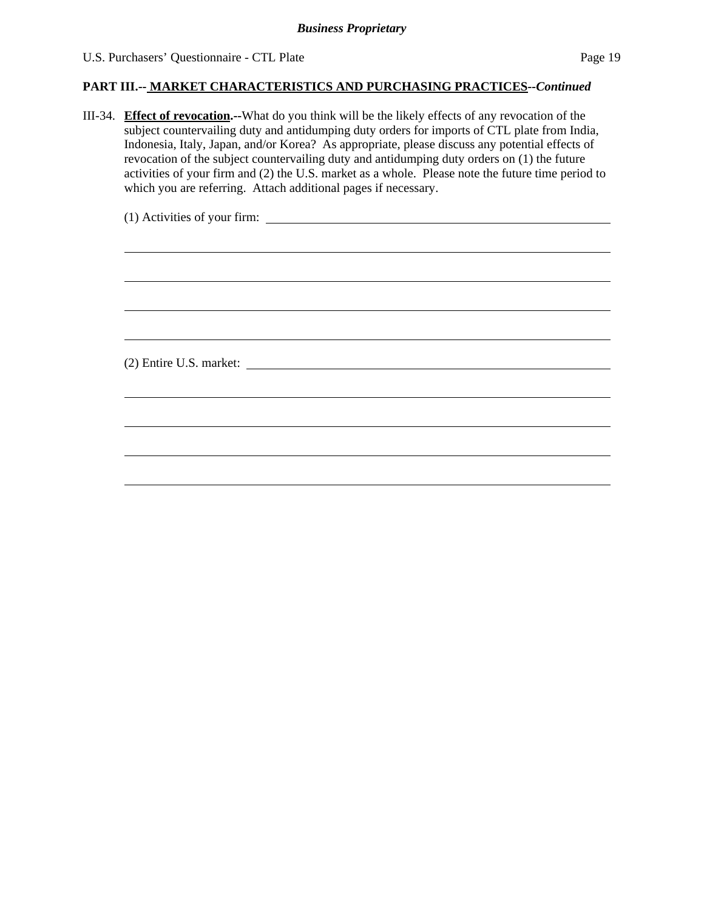## PART III.-- MARKET CHARACTERISTICS AND PURCHASING PRACTICES--*Continued*

III-34. **Effect of revocation.--**What do you think will be the likely effects of any revocation of the subject countervailing duty and antidumping duty orders for imports of CTL plate from India, Indonesia, Italy, Japan, and/or Korea? As appropriate, please discuss any potential effects of revocation of the subject countervailing duty and antidumping duty orders on (1) the future activities of your firm and (2) the U.S. market as a whole. Please note the future time period to which you are referring. Attach additional pages if necessary.

(1) Activities of your firm: ______________________________________________

______________________________________________________________________

______________________________________________________________________

______________________________________________________________________

______________________________________________________________________

(2) Entire U.S. market: ______________________________________________

______________________________________________________________________

______________________________________________________________________

______________________________________________________________________

______________________________________________________________________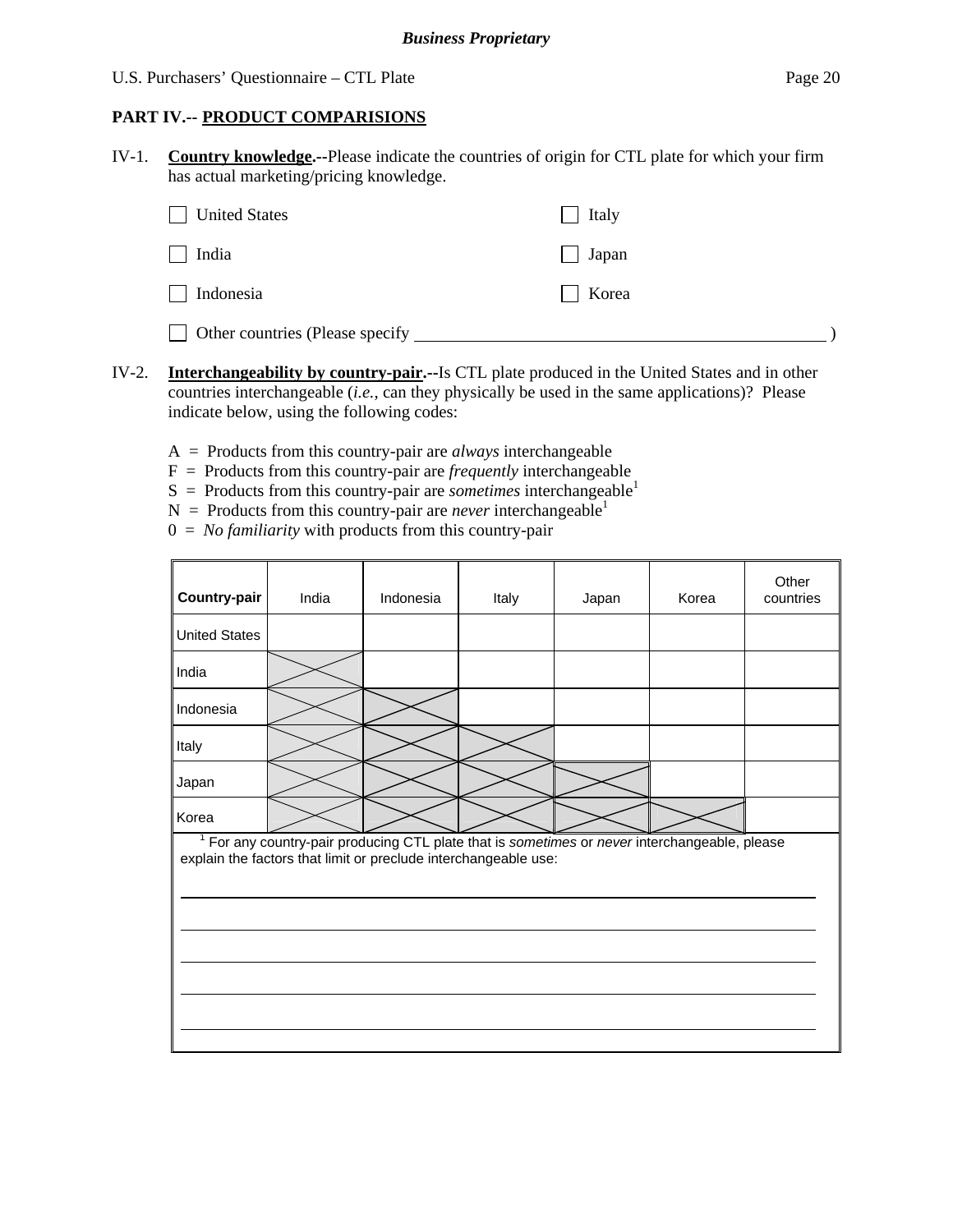**Business Proprietary**

## PART IV.-- PRODUCT COMPARISIONS

IV-1. **Country knowledge.--**Please indicate the countries of origin for CTL plate for which your firm has actual marketing/pricing knowledge.

☐ United States ☐ Italy

☐ India ☐ Japan

☐ Indonesia ☐ Korea

☐ Other countries (Please specify ______________________________ )

IV-2. **Interchangeability by country-pair.--**Is CTL plate produced in the United States and in other countries interchangeable (*i.e.*, can they physically be used in the same applications)? Please indicate below, using the following codes:

A = Products from this country-pair are *always* interchangeable
F = Products from this country-pair are *frequently* interchangeable
S = Products from this country-pair are *sometimes* interchangeable[1]
N = Products from this country-pair are *never* interchangeable[1]
0 = *No familiarity* with products from this country-pair

| Country-pair | India | Indonesia | Italy | Japan | Korea | Other countries |
|---|---|---|---|---|---|---|
| United States | | | | | | |
| India | X | | | | | |
| Indonesia | X | X | | | | |
| Italy | X | X | X | | | |
| Japan | X | X | X | X | | |
| Korea | X | X | X | X | X | |

[1] For any country-pair producing CTL plate that is *sometimes* or *never* interchangeable, please explain the factors that limit or preclude interchangeable use:

______________________________________________________________________

______________________________________________________________________

______________________________________________________________________

______________________________________________________________________

______________________________________________________________________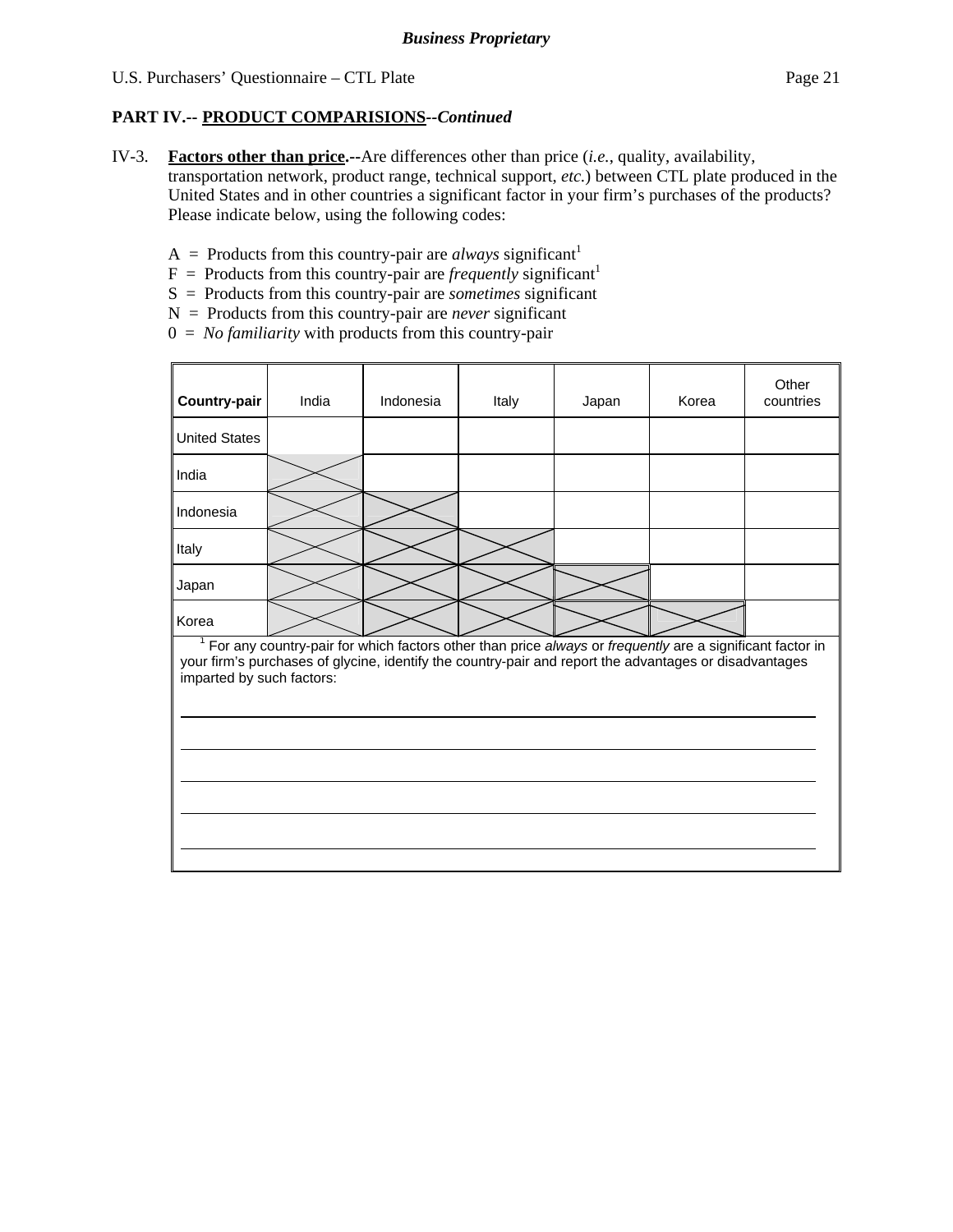**Business Proprietary**

U.S. Purchasers' Questionnaire – CTL Plate

## PART IV.-- PRODUCT COMPARISIONS--*Continued*

IV-3. **Factors other than price.--**Are differences other than price (*i.e.*, quality, availability, transportation network, product range, technical support, *etc.*) between CTL plate produced in the United States and in other countries a significant factor in your firm's purchases of the products? Please indicate below, using the following codes:

A = Products from this country-pair are *always* significant[1]
F = Products from this country-pair are *frequently* significant[1]
S = Products from this country-pair are *sometimes* significant
N = Products from this country-pair are *never* significant
0 = *No familiarity* with products from this country-pair

| Country-pair | India | Indonesia | Italy | Japan | Korea | Other countries |
|---|---|---|---|---|---|---|
| United States | | | | | | |
| India | X | | | | | |
| Indonesia | X | X | | | | |
| Italy | X | X | X | | | |
| Japan | X | X | X | X | | |
| Korea | X | X | X | X | X | |

[1] For any country-pair for which factors other than price *always* or *frequently* are a significant factor in your firm's purchases of glycine, identify the country-pair and report the advantages or disadvantages imparted by such factors:

______________________________________________________________________

______________________________________________________________________

______________________________________________________________________

______________________________________________________________________

______________________________________________________________________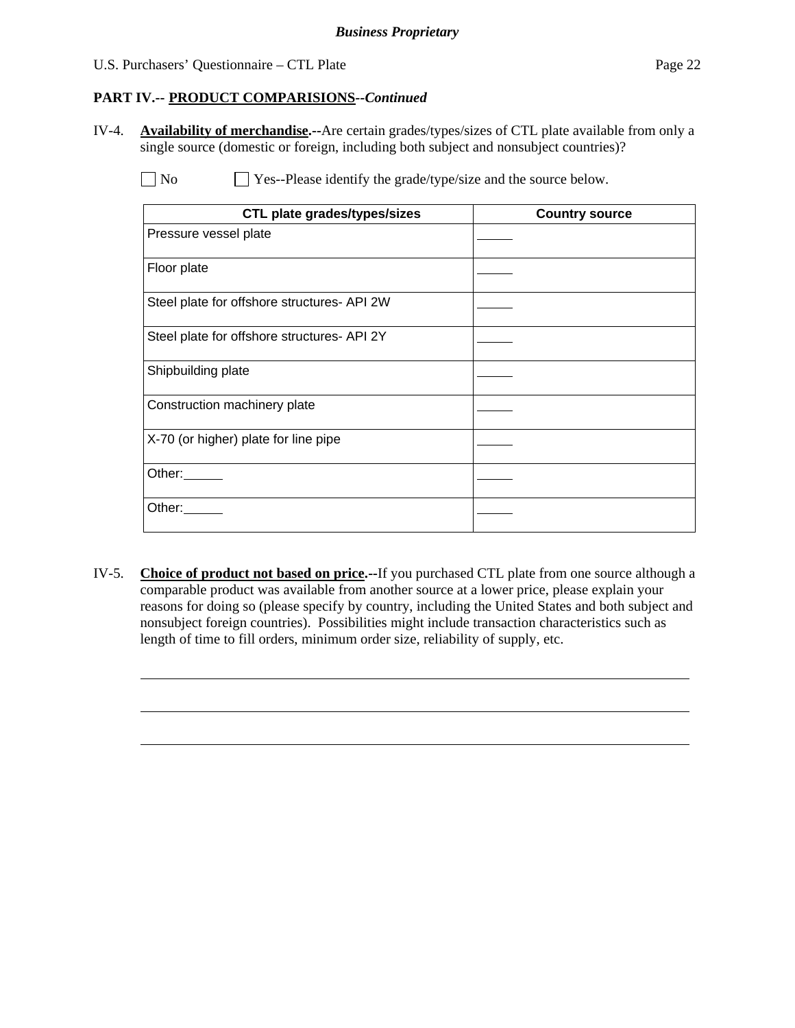**PART IV.-- PRODUCT COMPARISIONS--*Continued***

IV-4. **Availability of merchandise.--**Are certain grades/types/sizes of CTL plate available from only a single source (domestic or foreign, including both subject and nonsubject countries)?

☐ No ☐ Yes--Please identify the grade/type/size and the source below.

| CTL plate grades/types/sizes | Country source |
|---|---|
| Pressure vessel plate | _____ |
| Floor plate | _____ |
| Steel plate for offshore structures- API 2W | _____ |
| Steel plate for offshore structures- API 2Y | _____ |
| Shipbuilding plate | _____ |
| Construction machinery plate | _____ |
| X-70 (or higher) plate for line pipe | _____ |
| Other:_____ | _____ |
| Other:_____ | _____ |

IV-5. **Choice of product not based on price.--**If you purchased CTL plate from one source although a comparable product was available from another source at a lower price, please explain your reasons for doing so (please specify by country, including the United States and both subject and nonsubject foreign countries). Possibilities might include transaction characteristics such as length of time to fill orders, minimum order size, reliability of supply, etc.

______________________________________________________________________________

______________________________________________________________________________

______________________________________________________________________________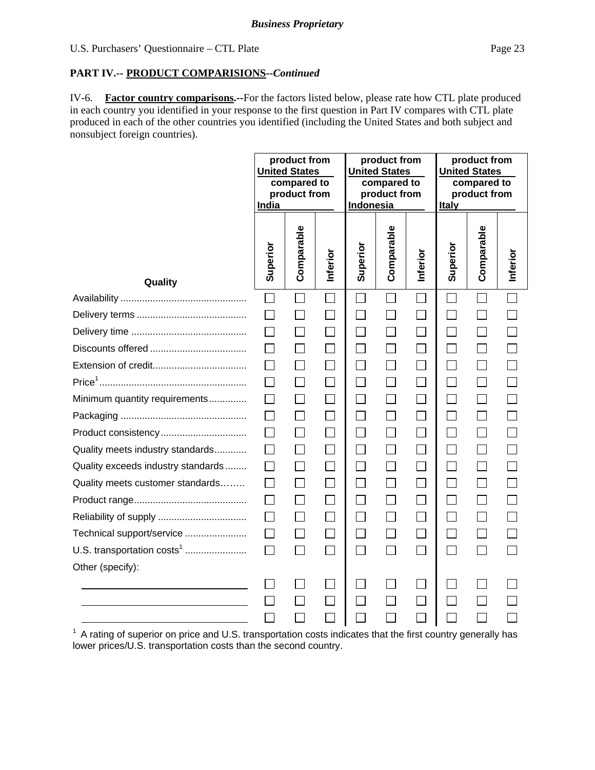***Business Proprietary***

**PART IV.-- PRODUCT COMPARISIONS--*Continued***

IV-6. **Factor country comparisons.--**For the factors listed below, please rate how CTL plate produced in each country you identified in your response to the first question in Part IV compares with CTL plate produced in each of the other countries you identified (including the United States and both subject and nonsubject foreign countries).

| | product from United States compared to product from India | | | product from United States compared to product from Indonesia | | | product from United States compared to product from Italy | | |
|---|---|---|---|---|---|---|---|---|---|
| **Quality** | **Superior** | **Comparable** | **Inferior** | **Superior** | **Comparable** | **Inferior** | **Superior** | **Comparable** | **Inferior** |
| Availability | ☐ | ☐ | ☐ | ☐ | ☐ | ☐ | ☐ | ☐ | ☐ |
| Delivery terms | ☐ | ☐ | ☐ | ☐ | ☐ | ☐ | ☐ | ☐ | ☐ |
| Delivery time | ☐ | ☐ | ☐ | ☐ | ☐ | ☐ | ☐ | ☐ | ☐ |
| Discounts offered | ☐ | ☐ | ☐ | ☐ | ☐ | ☐ | ☐ | ☐ | ☐ |
| Extension of credit | ☐ | ☐ | ☐ | ☐ | ☐ | ☐ | ☐ | ☐ | ☐ |
| Price[1] | ☐ | ☐ | ☐ | ☐ | ☐ | ☐ | ☐ | ☐ | ☐ |
| Minimum quantity requirements | ☐ | ☐ | ☐ | ☐ | ☐ | ☐ | ☐ | ☐ | ☐ |
| Packaging | ☐ | ☐ | ☐ | ☐ | ☐ | ☐ | ☐ | ☐ | ☐ |
| Product consistency | ☐ | ☐ | ☐ | ☐ | ☐ | ☐ | ☐ | ☐ | ☐ |
| Quality meets industry standards | ☐ | ☐ | ☐ | ☐ | ☐ | ☐ | ☐ | ☐ | ☐ |
| Quality exceeds industry standards | ☐ | ☐ | ☐ | ☐ | ☐ | ☐ | ☐ | ☐ | ☐ |
| Quality meets customer standards | ☐ | ☐ | ☐ | ☐ | ☐ | ☐ | ☐ | ☐ | ☐ |
| Product range | ☐ | ☐ | ☐ | ☐ | ☐ | ☐ | ☐ | ☐ | ☐ |
| Reliability of supply | ☐ | ☐ | ☐ | ☐ | ☐ | ☐ | ☐ | ☐ | ☐ |
| Technical support/service | ☐ | ☐ | ☐ | ☐ | ☐ | ☐ | ☐ | ☐ | ☐ |
| U.S. transportation costs[1] | ☐ | ☐ | ☐ | ☐ | ☐ | ☐ | ☐ | ☐ | ☐ |
| Other (specify): | | | | | | | | | |
| ______________ | ☐ | ☐ | ☐ | ☐ | ☐ | ☐ | ☐ | ☐ | ☐ |
| ______________ | ☐ | ☐ | ☐ | ☐ | ☐ | ☐ | ☐ | ☐ | ☐ |
| ______________ | ☐ | ☐ | ☐ | ☐ | ☐ | ☐ | ☐ | ☐ | ☐ |

[1] A rating of superior on price and U.S. transportation costs indicates that the first country generally has lower prices/U.S. transportation costs than the second country.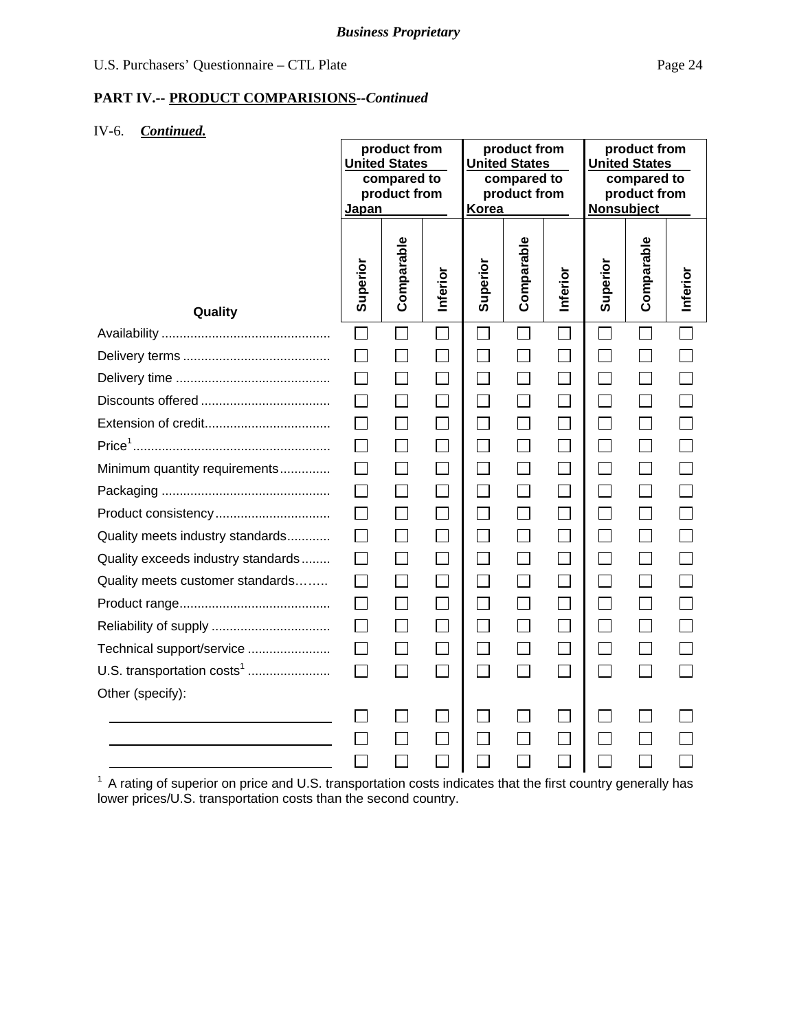*Business Proprietary*

U.S. Purchasers' Questionnaire – CTL Plate

## PART IV.-- PRODUCT COMPARISIONS--*Continued*

IV-6. ***Continued.***

| Quality | product from United States compared to product from Japan | | | product from United States compared to product from Korea | | | product from United States compared to product from Nonsubject | | |
|---|---|---|---|---|---|---|---|---|---|
| | Superior | Comparable | Inferior | Superior | Comparable | Inferior | Superior | Comparable | Inferior |
| Availability | ☐ | ☐ | ☐ | ☐ | ☐ | ☐ | ☐ | ☐ | ☐ |
| Delivery terms | ☐ | ☐ | ☐ | ☐ | ☐ | ☐ | ☐ | ☐ | ☐ |
| Delivery time | ☐ | ☐ | ☐ | ☐ | ☐ | ☐ | ☐ | ☐ | ☐ |
| Discounts offered | ☐ | ☐ | ☐ | ☐ | ☐ | ☐ | ☐ | ☐ | ☐ |
| Extension of credit | ☐ | ☐ | ☐ | ☐ | ☐ | ☐ | ☐ | ☐ | ☐ |
| Price[1] | ☐ | ☐ | ☐ | ☐ | ☐ | ☐ | ☐ | ☐ | ☐ |
| Minimum quantity requirements | ☐ | ☐ | ☐ | ☐ | ☐ | ☐ | ☐ | ☐ | ☐ |
| Packaging | ☐ | ☐ | ☐ | ☐ | ☐ | ☐ | ☐ | ☐ | ☐ |
| Product consistency | ☐ | ☐ | ☐ | ☐ | ☐ | ☐ | ☐ | ☐ | ☐ |
| Quality meets industry standards | ☐ | ☐ | ☐ | ☐ | ☐ | ☐ | ☐ | ☐ | ☐ |
| Quality exceeds industry standards | ☐ | ☐ | ☐ | ☐ | ☐ | ☐ | ☐ | ☐ | ☐ |
| Quality meets customer standards | ☐ | ☐ | ☐ | ☐ | ☐ | ☐ | ☐ | ☐ | ☐ |
| Product range | ☐ | ☐ | ☐ | ☐ | ☐ | ☐ | ☐ | ☐ | ☐ |
| Reliability of supply | ☐ | ☐ | ☐ | ☐ | ☐ | ☐ | ☐ | ☐ | ☐ |
| Technical support/service | ☐ | ☐ | ☐ | ☐ | ☐ | ☐ | ☐ | ☐ | ☐ |
| U.S. transportation costs[1] | ☐ | ☐ | ☐ | ☐ | ☐ | ☐ | ☐ | ☐ | ☐ |
| Other (specify): | | | | | | | | | |
| ______________ | ☐ | ☐ | ☐ | ☐ | ☐ | ☐ | ☐ | ☐ | ☐ |
| ______________ | ☐ | ☐ | ☐ | ☐ | ☐ | ☐ | ☐ | ☐ | ☐ |
| ______________ | ☐ | ☐ | ☐ | ☐ | ☐ | ☐ | ☐ | ☐ | ☐ |

[1] A rating of superior on price and U.S. transportation costs indicates that the first country generally has lower prices/U.S. transportation costs than the second country.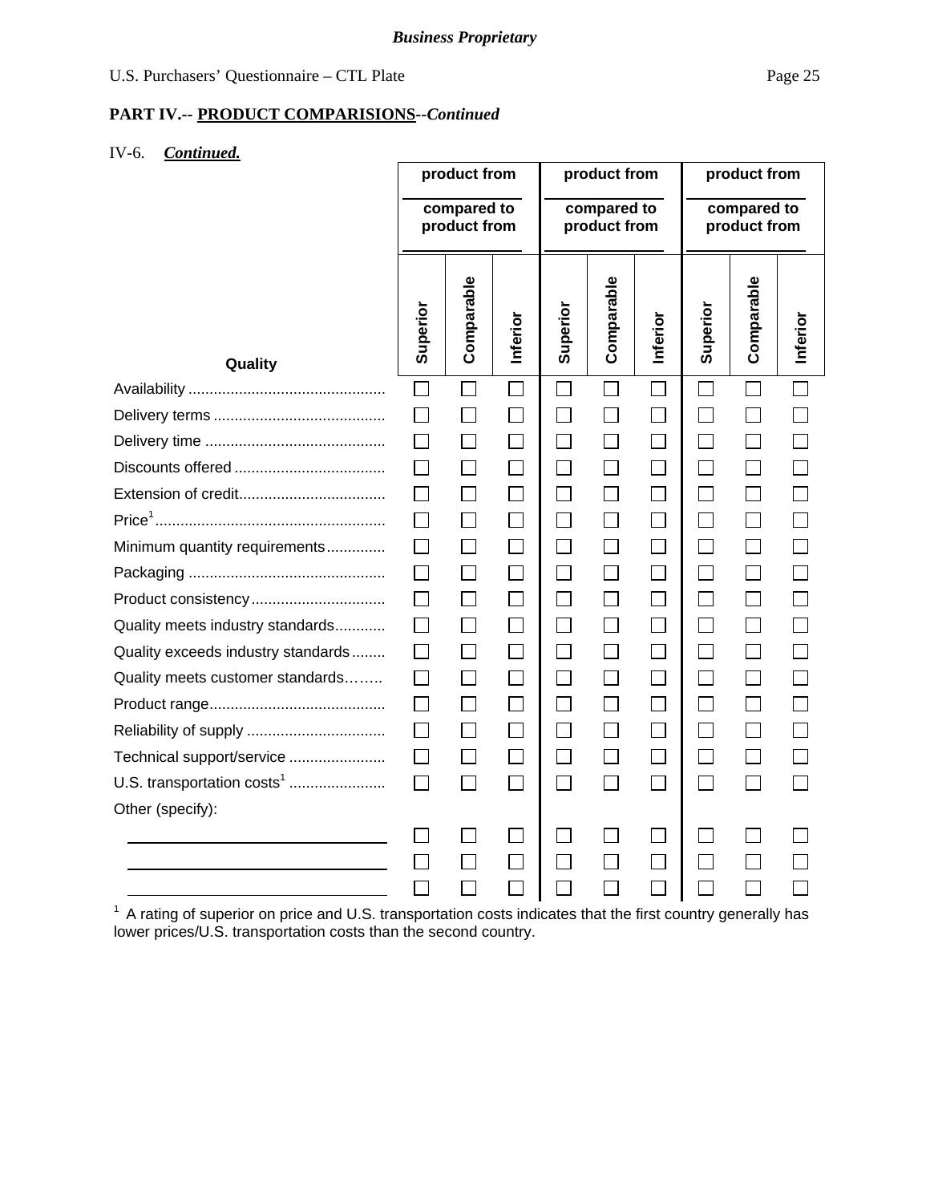*Business Proprietary*

U.S. Purchasers' Questionnaire – CTL Plate

**PART IV.-- PRODUCT COMPARISIONS--*Continued***

IV-6. ***Continued.***

| Quality | product from ____ compared to product from ____ | | | product from ____ compared to product from ____ | | | product from ____ compared to product from ____ | | |
|---|---|---|---|---|---|---|---|---|---|
| | Superior | Comparable | Inferior | Superior | Comparable | Inferior | Superior | Comparable | Inferior |
| Availability | ☐ | ☐ | ☐ | ☐ | ☐ | ☐ | ☐ | ☐ | ☐ |
| Delivery terms | ☐ | ☐ | ☐ | ☐ | ☐ | ☐ | ☐ | ☐ | ☐ |
| Delivery time | ☐ | ☐ | ☐ | ☐ | ☐ | ☐ | ☐ | ☐ | ☐ |
| Discounts offered | ☐ | ☐ | ☐ | ☐ | ☐ | ☐ | ☐ | ☐ | ☐ |
| Extension of credit | ☐ | ☐ | ☐ | ☐ | ☐ | ☐ | ☐ | ☐ | ☐ |
| Price[1] | ☐ | ☐ | ☐ | ☐ | ☐ | ☐ | ☐ | ☐ | ☐ |
| Minimum quantity requirements | ☐ | ☐ | ☐ | ☐ | ☐ | ☐ | ☐ | ☐ | ☐ |
| Packaging | ☐ | ☐ | ☐ | ☐ | ☐ | ☐ | ☐ | ☐ | ☐ |
| Product consistency | ☐ | ☐ | ☐ | ☐ | ☐ | ☐ | ☐ | ☐ | ☐ |
| Quality meets industry standards | ☐ | ☐ | ☐ | ☐ | ☐ | ☐ | ☐ | ☐ | ☐ |
| Quality exceeds industry standards | ☐ | ☐ | ☐ | ☐ | ☐ | ☐ | ☐ | ☐ | ☐ |
| Quality meets customer standards | ☐ | ☐ | ☐ | ☐ | ☐ | ☐ | ☐ | ☐ | ☐ |
| Product range | ☐ | ☐ | ☐ | ☐ | ☐ | ☐ | ☐ | ☐ | ☐ |
| Reliability of supply | ☐ | ☐ | ☐ | ☐ | ☐ | ☐ | ☐ | ☐ | ☐ |
| Technical support/service | ☐ | ☐ | ☐ | ☐ | ☐ | ☐ | ☐ | ☐ | ☐ |
| U.S. transportation costs[1] | ☐ | ☐ | ☐ | ☐ | ☐ | ☐ | ☐ | ☐ | ☐ |
| Other (specify): | | | | | | | | | |
| ______________________ | ☐ | ☐ | ☐ | ☐ | ☐ | ☐ | ☐ | ☐ | ☐ |
| ______________________ | ☐ | ☐ | ☐ | ☐ | ☐ | ☐ | ☐ | ☐ | ☐ |
| ______________________ | ☐ | ☐ | ☐ | ☐ | ☐ | ☐ | ☐ | ☐ | ☐ |

[1] A rating of superior on price and U.S. transportation costs indicates that the first country generally has lower prices/U.S. transportation costs than the second country.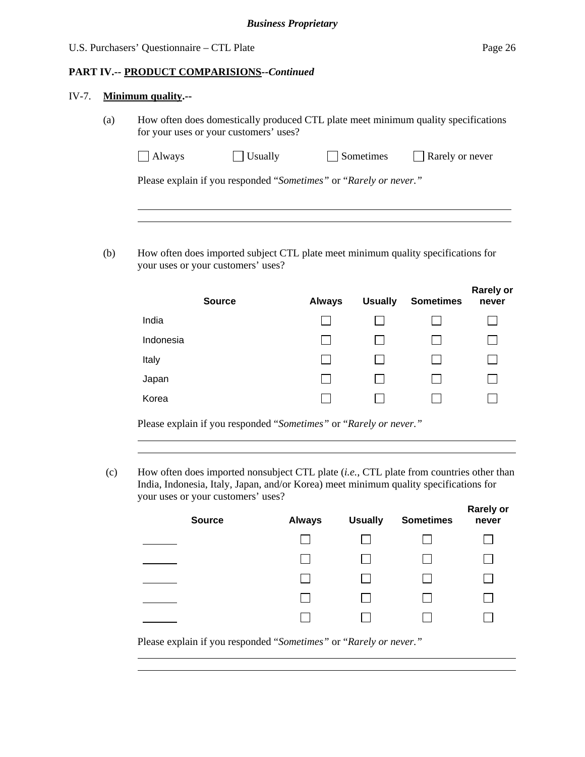**PART IV.-- PRODUCT COMPARISIONS--*Continued***

IV-7. **Minimum quality.--**

(a) How often does domestically produced CTL plate meet minimum quality specifications for your uses or your customers' uses?

☐ Always ☐ Usually ☐ Sometimes ☐ Rarely or never

Please explain if you responded "*Sometimes"* or "*Rarely or never."*

______________________________________________________________________

______________________________________________________________________

(b) How often does imported subject CTL plate meet minimum quality specifications for your uses or your customers' uses?

| Source | Always | Usually | Sometimes | Rarely or never |
|---|---|---|---|---|
| India | ☐ | ☐ | ☐ | ☐ |
| Indonesia | ☐ | ☐ | ☐ | ☐ |
| Italy | ☐ | ☐ | ☐ | ☐ |
| Japan | ☐ | ☐ | ☐ | ☐ |
| Korea | ☐ | ☐ | ☐ | ☐ |

Please explain if you responded "*Sometimes"* or "*Rarely or never."*

______________________________________________________________________

______________________________________________________________________

(c) How often does imported nonsubject CTL plate (*i.e.,* CTL plate from countries other than India, Indonesia, Italy, Japan, and/or Korea) meet minimum quality specifications for your uses or your customers' uses?

| Source | Always | Usually | Sometimes | Rarely or never |
|---|---|---|---|---|
| ______ | ☐ | ☐ | ☐ | ☐ |
| ______ | ☐ | ☐ | ☐ | ☐ |
| ______ | ☐ | ☐ | ☐ | ☐ |
| ______ | ☐ | ☐ | ☐ | ☐ |
| ______ | ☐ | ☐ | ☐ | ☐ |

Please explain if you responded "*Sometimes"* or "*Rarely or never."*

______________________________________________________________________

______________________________________________________________________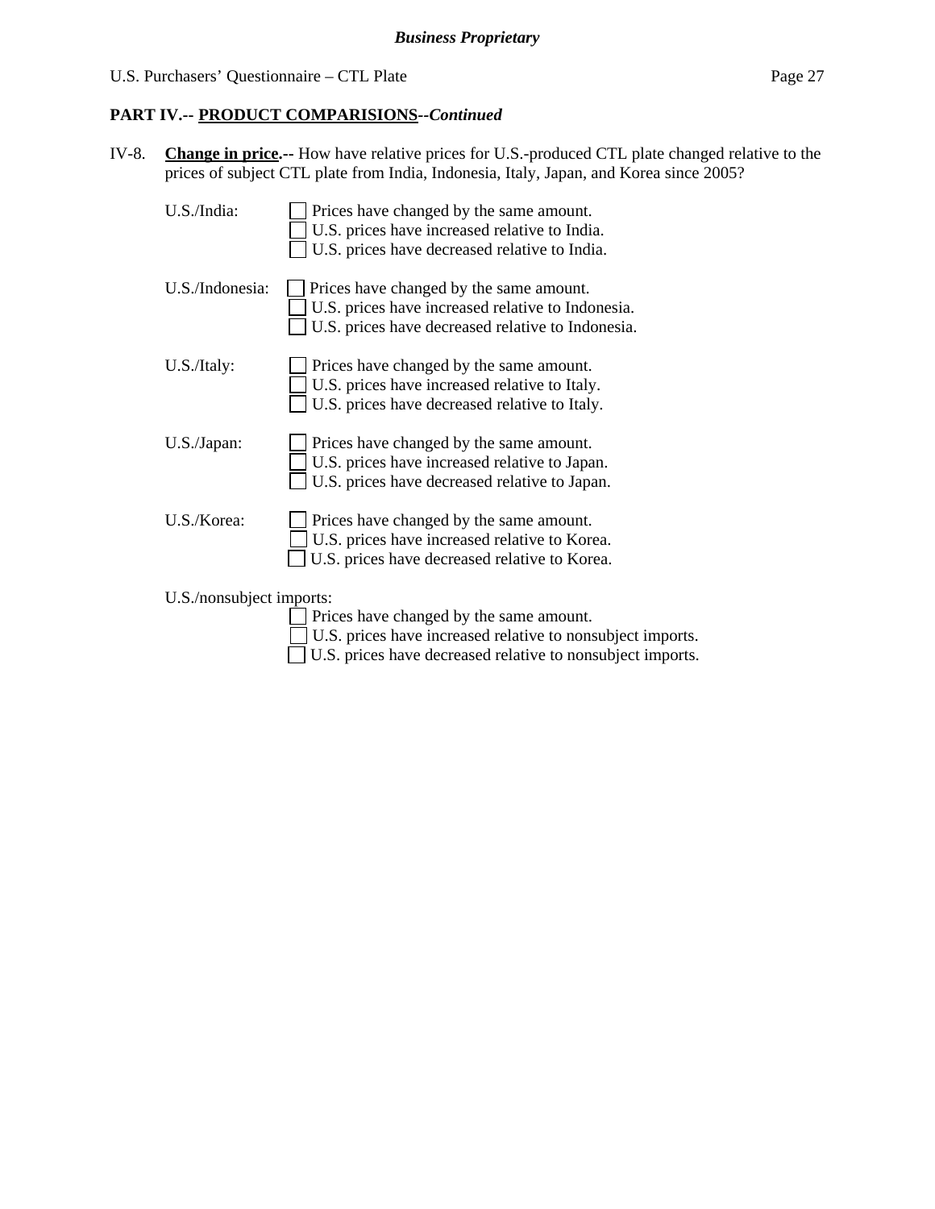**PART IV.-- PRODUCT COMPARISIONS--*Continued***

IV-8. **Change in price.--** How have relative prices for U.S.-produced CTL plate changed relative to the prices of subject CTL plate from India, Indonesia, Italy, Japan, and Korea since 2005?

U.S./India:
- ☐ Prices have changed by the same amount.
- ☐ U.S. prices have increased relative to India.
- ☐ U.S. prices have decreased relative to India.

U.S./Indonesia:
- ☐ Prices have changed by the same amount.
- ☐ U.S. prices have increased relative to Indonesia.
- ☐ U.S. prices have decreased relative to Indonesia.

U.S./Italy:
- ☐ Prices have changed by the same amount.
- ☐ U.S. prices have increased relative to Italy.
- ☐ U.S. prices have decreased relative to Italy.

U.S./Japan:
- ☐ Prices have changed by the same amount.
- ☐ U.S. prices have increased relative to Japan.
- ☐ U.S. prices have decreased relative to Japan.

U.S./Korea:
- ☐ Prices have changed by the same amount.
- ☐ U.S. prices have increased relative to Korea.
- ☐ U.S. prices have decreased relative to Korea.

U.S./nonsubject imports:
- ☐ Prices have changed by the same amount.
- ☐ U.S. prices have increased relative to nonsubject imports.
- ☐ U.S. prices have decreased relative to nonsubject imports.